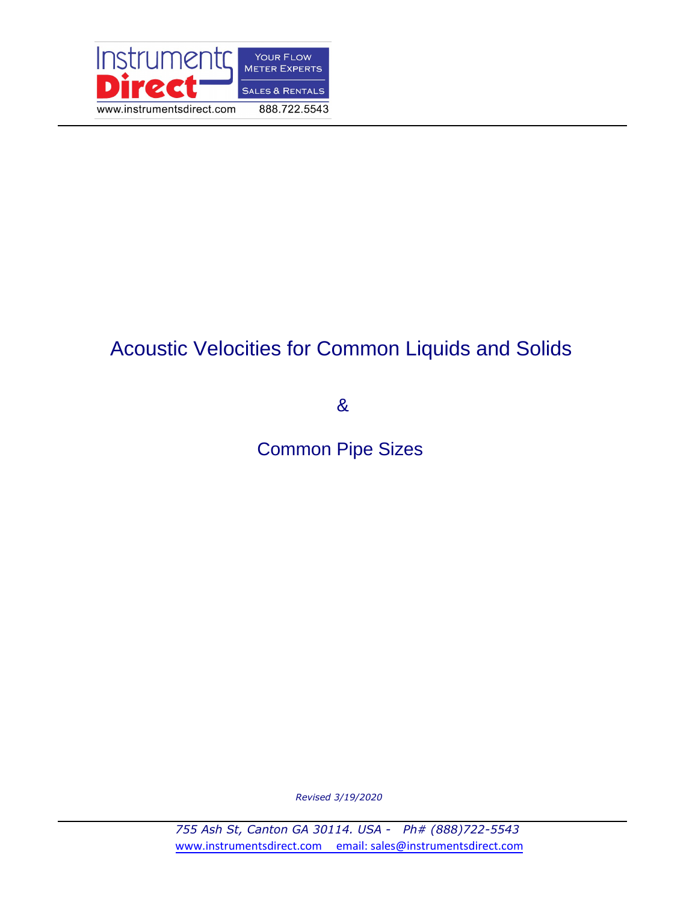Instruments Direct — Your Flow Meter Experts — Sales & Rentals

www.instrumentsdirect.com 888.722.5543

# Acoustic Velocities for Common Liquids and Solids

&

# Common Pipe Sizes

*Revised 3/19/2020*

*755 Ash St, Canton GA 30114. USA - Ph# (888)722-5543*

www.instrumentsdirect.com email: sales@instrumentsdirect.com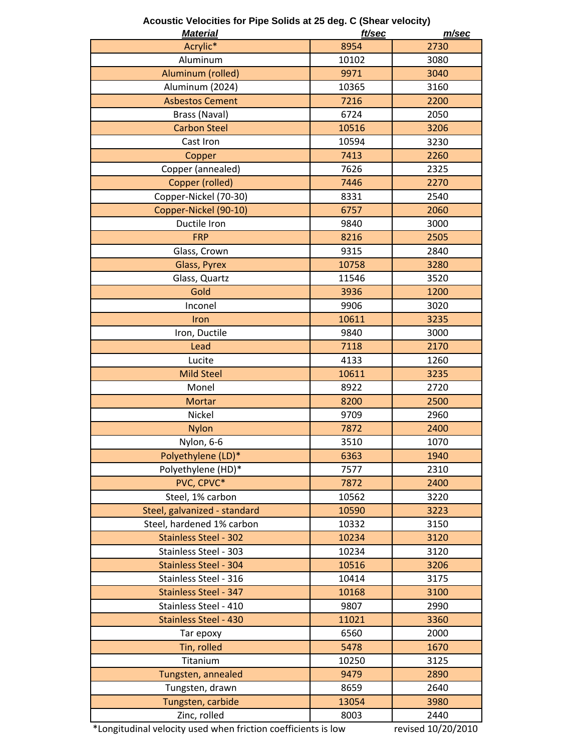**Acoustic Velocities for Pipe Solids at 25 deg. C (Shear velocity)**

| ***Material*** | ***ft/sec*** | ***m/sec*** |
|---|---|---|
| Acrylic* | 8954 | 2730 |
| Aluminum | 10102 | 3080 |
| Aluminum (rolled) | 9971 | 3040 |
| Aluminum (2024) | 10365 | 3160 |
| Asbestos Cement | 7216 | 2200 |
| Brass (Naval) | 6724 | 2050 |
| Carbon Steel | 10516 | 3206 |
| Cast Iron | 10594 | 3230 |
| Copper | 7413 | 2260 |
| Copper (annealed) | 7626 | 2325 |
| Copper (rolled) | 7446 | 2270 |
| Copper-Nickel (70-30) | 8331 | 2540 |
| Copper-Nickel (90-10) | 6757 | 2060 |
| Ductile Iron | 9840 | 3000 |
| FRP | 8216 | 2505 |
| Glass, Crown | 9315 | 2840 |
| Glass, Pyrex | 10758 | 3280 |
| Glass, Quartz | 11546 | 3520 |
| Gold | 3936 | 1200 |
| Inconel | 9906 | 3020 |
| Iron | 10611 | 3235 |
| Iron, Ductile | 9840 | 3000 |
| Lead | 7118 | 2170 |
| Lucite | 4133 | 1260 |
| Mild Steel | 10611 | 3235 |
| Monel | 8922 | 2720 |
| Mortar | 8200 | 2500 |
| Nickel | 9709 | 2960 |
| Nylon | 7872 | 2400 |
| Nylon, 6-6 | 3510 | 1070 |
| Polyethylene (LD)* | 6363 | 1940 |
| Polyethylene (HD)* | 7577 | 2310 |
| PVC, CPVC* | 7872 | 2400 |
| Steel, 1% carbon | 10562 | 3220 |
| Steel, galvanized - standard | 10590 | 3223 |
| Steel, hardened 1% carbon | 10332 | 3150 |
| Stainless Steel - 302 | 10234 | 3120 |
| Stainless Steel - 303 | 10234 | 3120 |
| Stainless Steel - 304 | 10516 | 3206 |
| Stainless Steel - 316 | 10414 | 3175 |
| Stainless Steel - 347 | 10168 | 3100 |
| Stainless Steel - 410 | 9807 | 2990 |
| Stainless Steel - 430 | 11021 | 3360 |
| Tar epoxy | 6560 | 2000 |
| Tin, rolled | 5478 | 1670 |
| Titanium | 10250 | 3125 |
| Tungsten, annealed | 9479 | 2890 |
| Tungsten, drawn | 8659 | 2640 |
| Tungsten, carbide | 13054 | 3980 |
| Zinc, rolled | 8003 | 2440 |

*Longitudinal velocity used when friction coefficients is low

revised 10/20/2010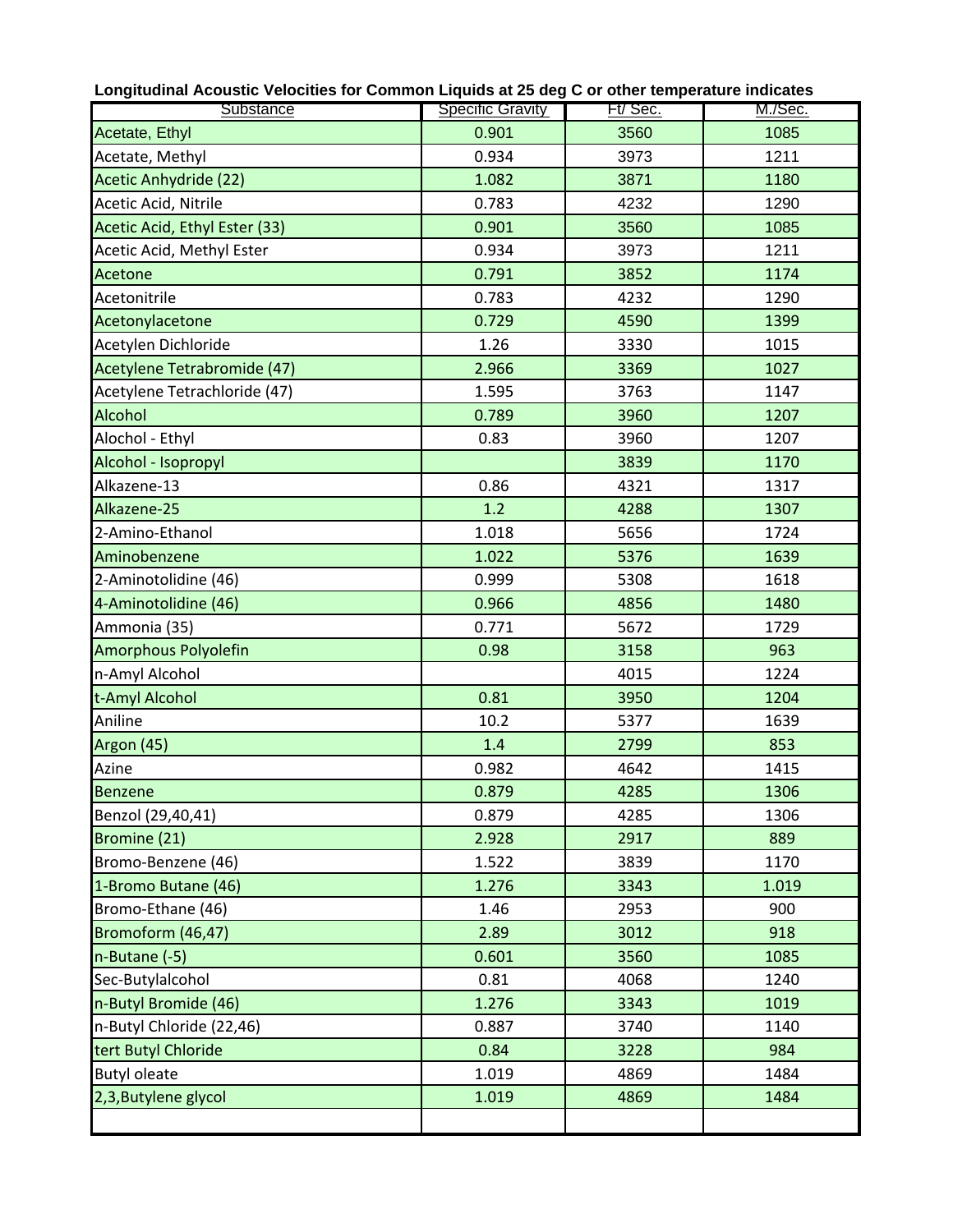**Longitudinal Acoustic Velocities for Common Liquids at 25 deg C or other temperature indicates**

| Substance | Specific Gravity | Ft/ Sec. | M./Sec. |
|---|---|---|---|
| Acetate, Ethyl | 0.901 | 3560 | 1085 |
| Acetate, Methyl | 0.934 | 3973 | 1211 |
| Acetic Anhydride (22) | 1.082 | 3871 | 1180 |
| Acetic Acid, Nitrile | 0.783 | 4232 | 1290 |
| Acetic Acid, Ethyl Ester (33) | 0.901 | 3560 | 1085 |
| Acetic Acid, Methyl Ester | 0.934 | 3973 | 1211 |
| Acetone | 0.791 | 3852 | 1174 |
| Acetonitrile | 0.783 | 4232 | 1290 |
| Acetonylacetone | 0.729 | 4590 | 1399 |
| Acetylen Dichloride | 1.26 | 3330 | 1015 |
| Acetylene Tetrabromide (47) | 2.966 | 3369 | 1027 |
| Acetylene Tetrachloride (47) | 1.595 | 3763 | 1147 |
| Alcohol | 0.789 | 3960 | 1207 |
| Alochol - Ethyl | 0.83 | 3960 | 1207 |
| Alcohol - Isopropyl | | 3839 | 1170 |
| Alkazene-13 | 0.86 | 4321 | 1317 |
| Alkazene-25 | 1.2 | 4288 | 1307 |
| 2-Amino-Ethanol | 1.018 | 5656 | 1724 |
| Aminobenzene | 1.022 | 5376 | 1639 |
| 2-Aminotolidine (46) | 0.999 | 5308 | 1618 |
| 4-Aminotolidine (46) | 0.966 | 4856 | 1480 |
| Ammonia (35) | 0.771 | 5672 | 1729 |
| Amorphous Polyolefin | 0.98 | 3158 | 963 |
| n-Amyl Alcohol | | 4015 | 1224 |
| t-Amyl Alcohol | 0.81 | 3950 | 1204 |
| Aniline | 10.2 | 5377 | 1639 |
| Argon (45) | 1.4 | 2799 | 853 |
| Azine | 0.982 | 4642 | 1415 |
| Benzene | 0.879 | 4285 | 1306 |
| Benzol (29,40,41) | 0.879 | 4285 | 1306 |
| Bromine (21) | 2.928 | 2917 | 889 |
| Bromo-Benzene (46) | 1.522 | 3839 | 1170 |
| 1-Bromo Butane (46) | 1.276 | 3343 | 1.019 |
| Bromo-Ethane (46) | 1.46 | 2953 | 900 |
| Bromoform (46,47) | 2.89 | 3012 | 918 |
| n-Butane (-5) | 0.601 | 3560 | 1085 |
| Sec-Butylalcohol | 0.81 | 4068 | 1240 |
| n-Butyl Bromide (46) | 1.276 | 3343 | 1019 |
| n-Butyl Chloride (22,46) | 0.887 | 3740 | 1140 |
| tert Butyl Chloride | 0.84 | 3228 | 984 |
| Butyl oleate | 1.019 | 4869 | 1484 |
| 2,3,Butylene glycol | 1.019 | 4869 | 1484 |
| | | | |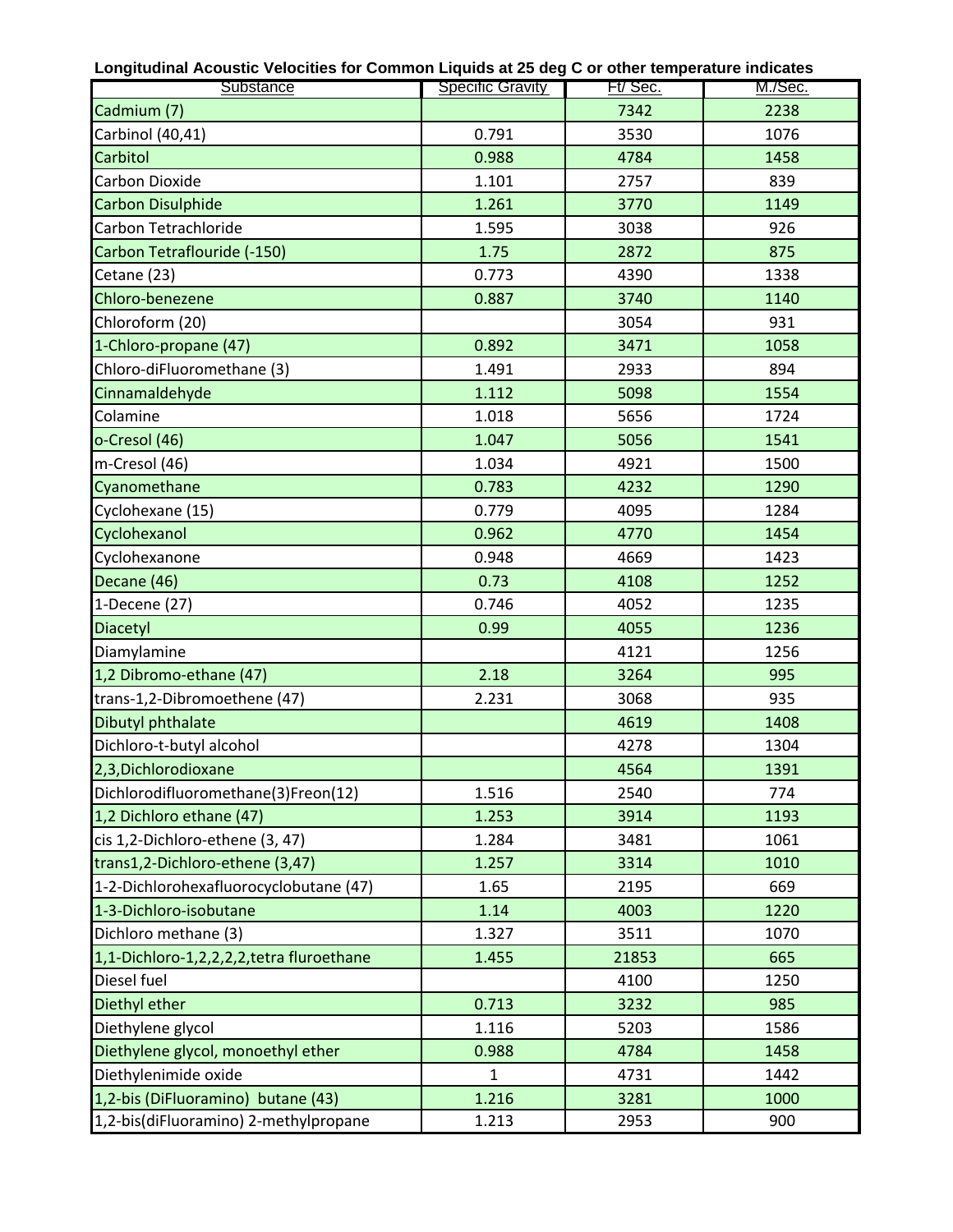**Longitudinal Acoustic Velocities for Common Liquids at 25 deg C or other temperature indicates**

| Substance | Specific Gravity | Ft/ Sec. | M./Sec. |
|---|---|---|---|
| Cadmium (7) | | 7342 | 2238 |
| Carbinol (40,41) | 0.791 | 3530 | 1076 |
| Carbitol | 0.988 | 4784 | 1458 |
| Carbon Dioxide | 1.101 | 2757 | 839 |
| Carbon Disulphide | 1.261 | 3770 | 1149 |
| Carbon Tetrachloride | 1.595 | 3038 | 926 |
| Carbon Tetraflouride (-150) | 1.75 | 2872 | 875 |
| Cetane (23) | 0.773 | 4390 | 1338 |
| Chloro-benezene | 0.887 | 3740 | 1140 |
| Chloroform (20) | | 3054 | 931 |
| 1-Chloro-propane (47) | 0.892 | 3471 | 1058 |
| Chloro-diFluoromethane (3) | 1.491 | 2933 | 894 |
| Cinnamaldehyde | 1.112 | 5098 | 1554 |
| Colamine | 1.018 | 5656 | 1724 |
| o-Cresol (46) | 1.047 | 5056 | 1541 |
| m-Cresol (46) | 1.034 | 4921 | 1500 |
| Cyanomethane | 0.783 | 4232 | 1290 |
| Cyclohexane (15) | 0.779 | 4095 | 1284 |
| Cyclohexanol | 0.962 | 4770 | 1454 |
| Cyclohexanone | 0.948 | 4669 | 1423 |
| Decane (46) | 0.73 | 4108 | 1252 |
| 1-Decene (27) | 0.746 | 4052 | 1235 |
| Diacetyl | 0.99 | 4055 | 1236 |
| Diamylamine | | 4121 | 1256 |
| 1,2 Dibromo-ethane (47) | 2.18 | 3264 | 995 |
| trans-1,2-Dibromoethene (47) | 2.231 | 3068 | 935 |
| Dibutyl phthalate | | 4619 | 1408 |
| Dichloro-t-butyl alcohol | | 4278 | 1304 |
| 2,3,Dichlorodioxane | | 4564 | 1391 |
| Dichlorodifluoromethane(3)Freon(12) | 1.516 | 2540 | 774 |
| 1,2 Dichloro ethane (47) | 1.253 | 3914 | 1193 |
| cis 1,2-Dichloro-ethene (3, 47) | 1.284 | 3481 | 1061 |
| trans1,2-Dichloro-ethene (3,47) | 1.257 | 3314 | 1010 |
| 1-2-Dichlorohexafluorocyclobutane (47) | 1.65 | 2195 | 669 |
| 1-3-Dichloro-isobutane | 1.14 | 4003 | 1220 |
| Dichloro methane (3) | 1.327 | 3511 | 1070 |
| 1,1-Dichloro-1,2,2,2,2,tetra fluroethane | 1.455 | 21853 | 665 |
| Diesel fuel | | 4100 | 1250 |
| Diethyl ether | 0.713 | 3232 | 985 |
| Diethylene glycol | 1.116 | 5203 | 1586 |
| Diethylene glycol, monoethyl ether | 0.988 | 4784 | 1458 |
| Diethylenimide oxide | 1 | 4731 | 1442 |
| 1,2-bis (DiFluoramino) butane (43) | 1.216 | 3281 | 1000 |
| 1,2-bis(diFluoramino) 2-methylpropane | 1.213 | 2953 | 900 |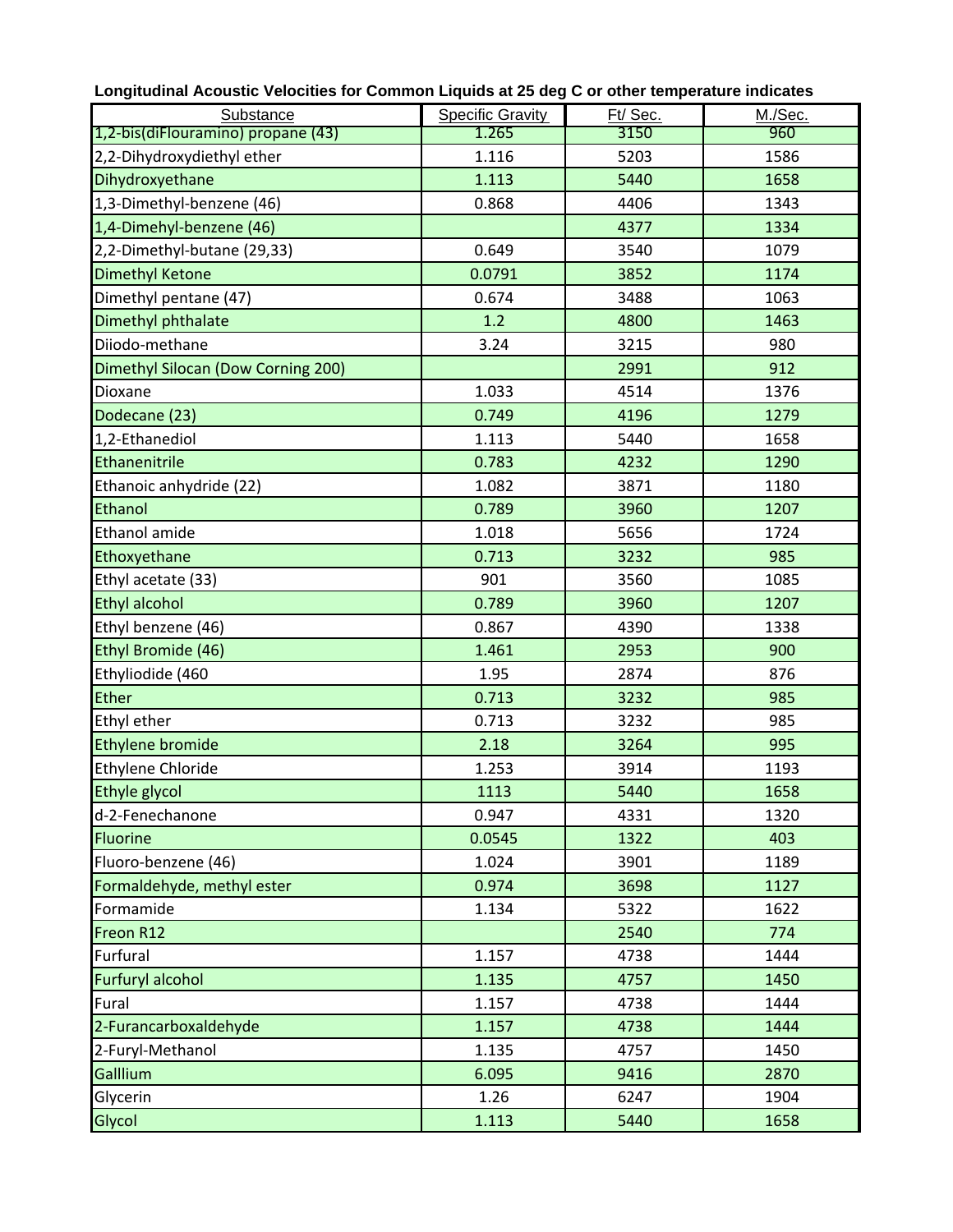**Longitudinal Acoustic Velocities for Common Liquids at 25 deg C or other temperature indicates**

| Substance | Specific Gravity | Ft/ Sec. | M./Sec. |
|---|---|---|---|
| 1,2-bis(diFlouramino) propane (43) | 1.265 | 3150 | 960 |
| 2,2-Dihydroxydiethyl ether | 1.116 | 5203 | 1586 |
| Dihydroxyethane | 1.113 | 5440 | 1658 |
| 1,3-Dimethyl-benzene (46) | 0.868 | 4406 | 1343 |
| 1,4-Dimehyl-benzene (46) | | 4377 | 1334 |
| 2,2-Dimethyl-butane (29,33) | 0.649 | 3540 | 1079 |
| Dimethyl Ketone | 0.0791 | 3852 | 1174 |
| Dimethyl pentane (47) | 0.674 | 3488 | 1063 |
| Dimethyl phthalate | 1.2 | 4800 | 1463 |
| Diiodo-methane | 3.24 | 3215 | 980 |
| Dimethyl Silocan (Dow Corning 200) | | 2991 | 912 |
| Dioxane | 1.033 | 4514 | 1376 |
| Dodecane (23) | 0.749 | 4196 | 1279 |
| 1,2-Ethanediol | 1.113 | 5440 | 1658 |
| Ethanenitrile | 0.783 | 4232 | 1290 |
| Ethanoic anhydride (22) | 1.082 | 3871 | 1180 |
| Ethanol | 0.789 | 3960 | 1207 |
| Ethanol amide | 1.018 | 5656 | 1724 |
| Ethoxyethane | 0.713 | 3232 | 985 |
| Ethyl acetate (33) | 901 | 3560 | 1085 |
| Ethyl alcohol | 0.789 | 3960 | 1207 |
| Ethyl benzene (46) | 0.867 | 4390 | 1338 |
| Ethyl Bromide (46) | 1.461 | 2953 | 900 |
| Ethyliodide (460 | 1.95 | 2874 | 876 |
| Ether | 0.713 | 3232 | 985 |
| Ethyl ether | 0.713 | 3232 | 985 |
| Ethylene bromide | 2.18 | 3264 | 995 |
| Ethylene Chloride | 1.253 | 3914 | 1193 |
| Ethyle glycol | 1113 | 5440 | 1658 |
| d-2-Fenechanone | 0.947 | 4331 | 1320 |
| Fluorine | 0.0545 | 1322 | 403 |
| Fluoro-benzene (46) | 1.024 | 3901 | 1189 |
| Formaldehyde, methyl ester | 0.974 | 3698 | 1127 |
| Formamide | 1.134 | 5322 | 1622 |
| Freon R12 | | 2540 | 774 |
| Furfural | 1.157 | 4738 | 1444 |
| Furfuryl alcohol | 1.135 | 4757 | 1450 |
| Fural | 1.157 | 4738 | 1444 |
| 2-Furancarboxaldehyde | 1.157 | 4738 | 1444 |
| 2-Furyl-Methanol | 1.135 | 4757 | 1450 |
| Galllium | 6.095 | 9416 | 2870 |
| Glycerin | 1.26 | 6247 | 1904 |
| Glycol | 1.113 | 5440 | 1658 |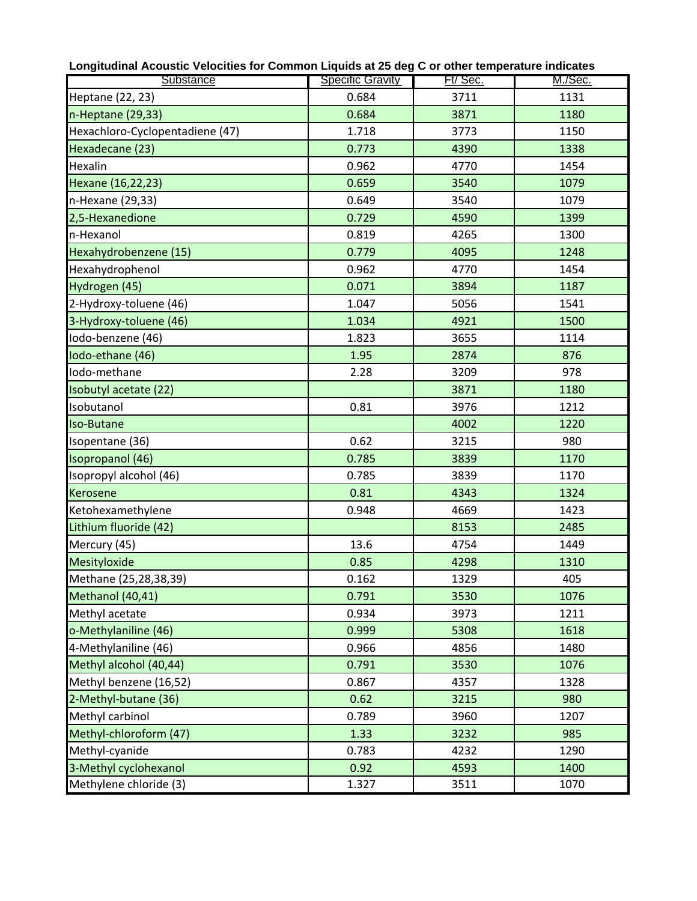**Longitudinal Acoustic Velocities for Common Liquids at 25 deg C or other temperature indicates**

| Substance | Specific Gravity | Ft/ Sec. | M./Sec. |
|---|---|---|---|
| Heptane (22, 23) | 0.684 | 3711 | 1131 |
| n-Heptane (29,33) | 0.684 | 3871 | 1180 |
| Hexachloro-Cyclopentadiene (47) | 1.718 | 3773 | 1150 |
| Hexadecane (23) | 0.773 | 4390 | 1338 |
| Hexalin | 0.962 | 4770 | 1454 |
| Hexane (16,22,23) | 0.659 | 3540 | 1079 |
| n-Hexane (29,33) | 0.649 | 3540 | 1079 |
| 2,5-Hexanedione | 0.729 | 4590 | 1399 |
| n-Hexanol | 0.819 | 4265 | 1300 |
| Hexahydrobenzene (15) | 0.779 | 4095 | 1248 |
| Hexahydrophenol | 0.962 | 4770 | 1454 |
| Hydrogen (45) | 0.071 | 3894 | 1187 |
| 2-Hydroxy-toluene (46) | 1.047 | 5056 | 1541 |
| 3-Hydroxy-toluene (46) | 1.034 | 4921 | 1500 |
| Iodo-benzene (46) | 1.823 | 3655 | 1114 |
| Iodo-ethane (46) | 1.95 | 2874 | 876 |
| Iodo-methane | 2.28 | 3209 | 978 |
| Isobutyl acetate (22) | | 3871 | 1180 |
| Isobutanol | 0.81 | 3976 | 1212 |
| Iso-Butane | | 4002 | 1220 |
| Isopentane (36) | 0.62 | 3215 | 980 |
| Isopropanol (46) | 0.785 | 3839 | 1170 |
| Isopropyl alcohol (46) | 0.785 | 3839 | 1170 |
| Kerosene | 0.81 | 4343 | 1324 |
| Ketohexamethylene | 0.948 | 4669 | 1423 |
| Lithium fluoride (42) | | 8153 | 2485 |
| Mercury (45) | 13.6 | 4754 | 1449 |
| Mesityloxide | 0.85 | 4298 | 1310 |
| Methane (25,28,38,39) | 0.162 | 1329 | 405 |
| Methanol (40,41) | 0.791 | 3530 | 1076 |
| Methyl acetate | 0.934 | 3973 | 1211 |
| o-Methylaniline (46) | 0.999 | 5308 | 1618 |
| 4-Methylaniline (46) | 0.966 | 4856 | 1480 |
| Methyl alcohol (40,44) | 0.791 | 3530 | 1076 |
| Methyl benzene (16,52) | 0.867 | 4357 | 1328 |
| 2-Methyl-butane (36) | 0.62 | 3215 | 980 |
| Methyl carbinol | 0.789 | 3960 | 1207 |
| Methyl-chloroform (47) | 1.33 | 3232 | 985 |
| Methyl-cyanide | 0.783 | 4232 | 1290 |
| 3-Methyl cyclohexanol | 0.92 | 4593 | 1400 |
| Methylene chloride (3) | 1.327 | 3511 | 1070 |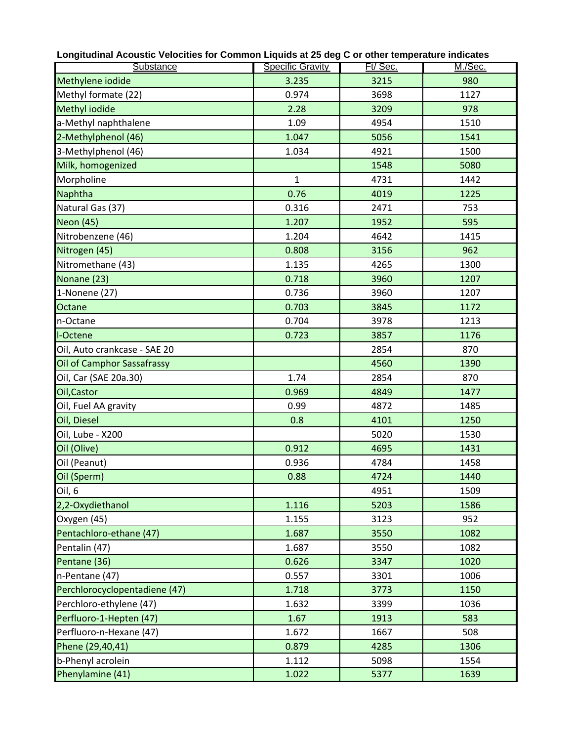**Longitudinal Acoustic Velocities for Common Liquids at 25 deg C or other temperature indicates**

| Substance | Specific Gravity | Ft/ Sec. | M./Sec. |
|---|---|---|---|
| Methylene iodide | 3.235 | 3215 | 980 |
| Methyl formate (22) | 0.974 | 3698 | 1127 |
| Methyl iodide | 2.28 | 3209 | 978 |
| a-Methyl naphthalene | 1.09 | 4954 | 1510 |
| 2-Methylphenol (46) | 1.047 | 5056 | 1541 |
| 3-Methylphenol (46) | 1.034 | 4921 | 1500 |
| Milk, homogenized | | 1548 | 5080 |
| Morpholine | 1 | 4731 | 1442 |
| Naphtha | 0.76 | 4019 | 1225 |
| Natural Gas (37) | 0.316 | 2471 | 753 |
| Neon (45) | 1.207 | 1952 | 595 |
| Nitrobenzene (46) | 1.204 | 4642 | 1415 |
| Nitrogen (45) | 0.808 | 3156 | 962 |
| Nitromethane (43) | 1.135 | 4265 | 1300 |
| Nonane (23) | 0.718 | 3960 | 1207 |
| 1-Nonene (27) | 0.736 | 3960 | 1207 |
| Octane | 0.703 | 3845 | 1172 |
| n-Octane | 0.704 | 3978 | 1213 |
| l-Octene | 0.723 | 3857 | 1176 |
| Oil, Auto crankcase - SAE 20 | | 2854 | 870 |
| Oil of Camphor Sassafrassy | | 4560 | 1390 |
| Oil, Car (SAE 20a.30) | 1.74 | 2854 | 870 |
| Oil,Castor | 0.969 | 4849 | 1477 |
| Oil, Fuel AA gravity | 0.99 | 4872 | 1485 |
| Oil, Diesel | 0.8 | 4101 | 1250 |
| Oil, Lube - X200 | | 5020 | 1530 |
| Oil (Olive) | 0.912 | 4695 | 1431 |
| Oil (Peanut) | 0.936 | 4784 | 1458 |
| Oil (Sperm) | 0.88 | 4724 | 1440 |
| Oil, 6 | | 4951 | 1509 |
| 2,2-Oxydiethanol | 1.116 | 5203 | 1586 |
| Oxygen (45) | 1.155 | 3123 | 952 |
| Pentachloro-ethane (47) | 1.687 | 3550 | 1082 |
| Pentalin (47) | 1.687 | 3550 | 1082 |
| Pentane (36) | 0.626 | 3347 | 1020 |
| n-Pentane (47) | 0.557 | 3301 | 1006 |
| Perchlorocyclopentadiene (47) | 1.718 | 3773 | 1150 |
| Perchloro-ethylene (47) | 1.632 | 3399 | 1036 |
| Perfluoro-1-Hepten (47) | 1.67 | 1913 | 583 |
| Perfluoro-n-Hexane (47) | 1.672 | 1667 | 508 |
| Phene (29,40,41) | 0.879 | 4285 | 1306 |
| b-Phenyl acrolein | 1.112 | 5098 | 1554 |
| Phenylamine (41) | 1.022 | 5377 | 1639 |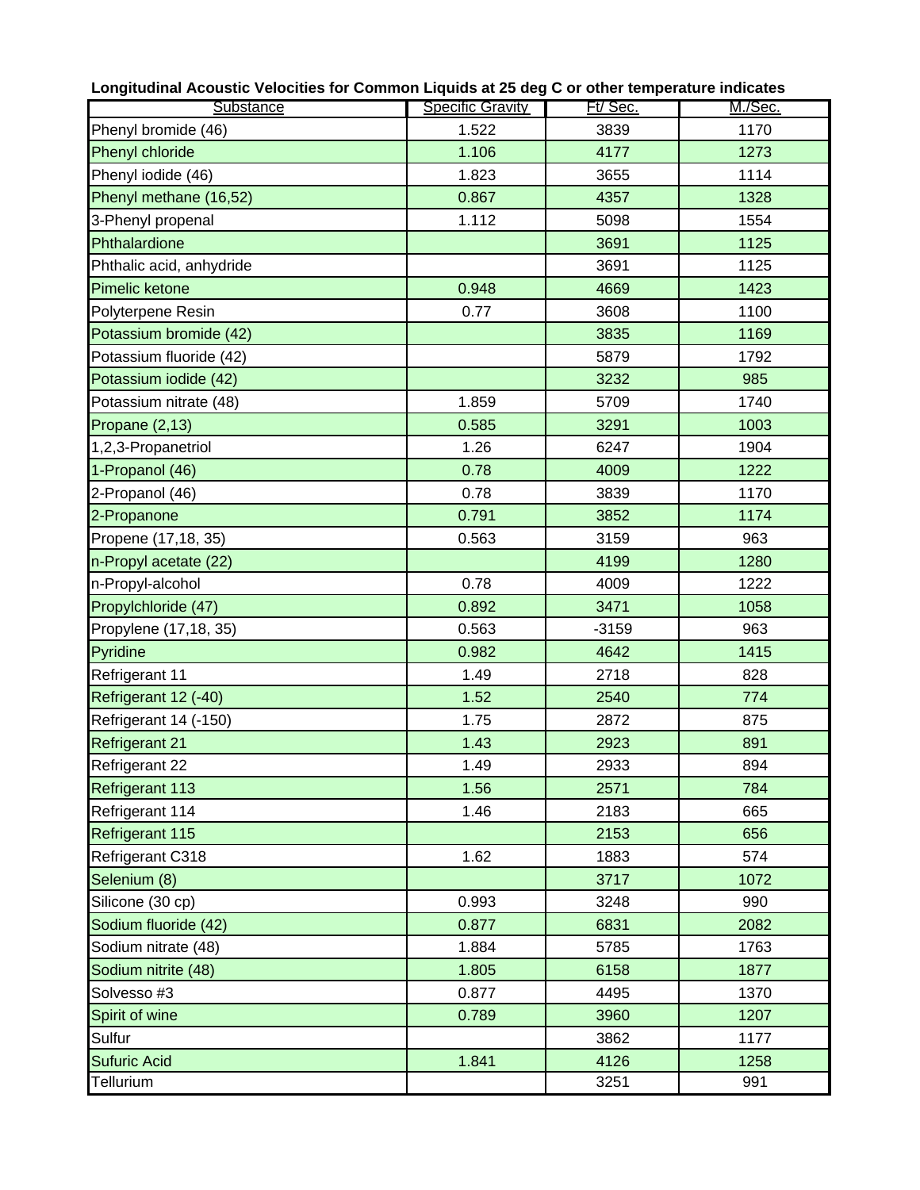**Longitudinal Acoustic Velocities for Common Liquids at 25 deg C or other temperature indicates**

| Substance | Specific Gravity | Ft/ Sec. | M./Sec. |
|---|---|---|---|
| Phenyl bromide (46) | 1.522 | 3839 | 1170 |
| Phenyl chloride | 1.106 | 4177 | 1273 |
| Phenyl iodide (46) | 1.823 | 3655 | 1114 |
| Phenyl methane (16,52) | 0.867 | 4357 | 1328 |
| 3-Phenyl propenal | 1.112 | 5098 | 1554 |
| Phthalardione | | 3691 | 1125 |
| Phthalic acid, anhydride | | 3691 | 1125 |
| Pimelic ketone | 0.948 | 4669 | 1423 |
| Polyterpene Resin | 0.77 | 3608 | 1100 |
| Potassium bromide (42) | | 3835 | 1169 |
| Potassium fluoride (42) | | 5879 | 1792 |
| Potassium iodide (42) | | 3232 | 985 |
| Potassium nitrate (48) | 1.859 | 5709 | 1740 |
| Propane (2,13) | 0.585 | 3291 | 1003 |
| 1,2,3-Propanetriol | 1.26 | 6247 | 1904 |
| 1-Propanol (46) | 0.78 | 4009 | 1222 |
| 2-Propanol (46) | 0.78 | 3839 | 1170 |
| 2-Propanone | 0.791 | 3852 | 1174 |
| Propene (17,18, 35) | 0.563 | 3159 | 963 |
| n-Propyl acetate (22) | | 4199 | 1280 |
| n-Propyl-alcohol | 0.78 | 4009 | 1222 |
| Propylchloride (47) | 0.892 | 3471 | 1058 |
| Propylene (17,18, 35) | 0.563 | -3159 | 963 |
| Pyridine | 0.982 | 4642 | 1415 |
| Refrigerant 11 | 1.49 | 2718 | 828 |
| Refrigerant 12 (-40) | 1.52 | 2540 | 774 |
| Refrigerant 14 (-150) | 1.75 | 2872 | 875 |
| Refrigerant 21 | 1.43 | 2923 | 891 |
| Refrigerant 22 | 1.49 | 2933 | 894 |
| Refrigerant 113 | 1.56 | 2571 | 784 |
| Refrigerant 114 | 1.46 | 2183 | 665 |
| Refrigerant 115 | | 2153 | 656 |
| Refrigerant C318 | 1.62 | 1883 | 574 |
| Selenium (8) | | 3717 | 1072 |
| Silicone (30 cp) | 0.993 | 3248 | 990 |
| Sodium fluoride (42) | 0.877 | 6831 | 2082 |
| Sodium nitrate (48) | 1.884 | 5785 | 1763 |
| Sodium nitrite (48) | 1.805 | 6158 | 1877 |
| Solvesso #3 | 0.877 | 4495 | 1370 |
| Spirit of wine | 0.789 | 3960 | 1207 |
| Sulfur | | 3862 | 1177 |
| Sufuric Acid | 1.841 | 4126 | 1258 |
| Tellurium | | 3251 | 991 |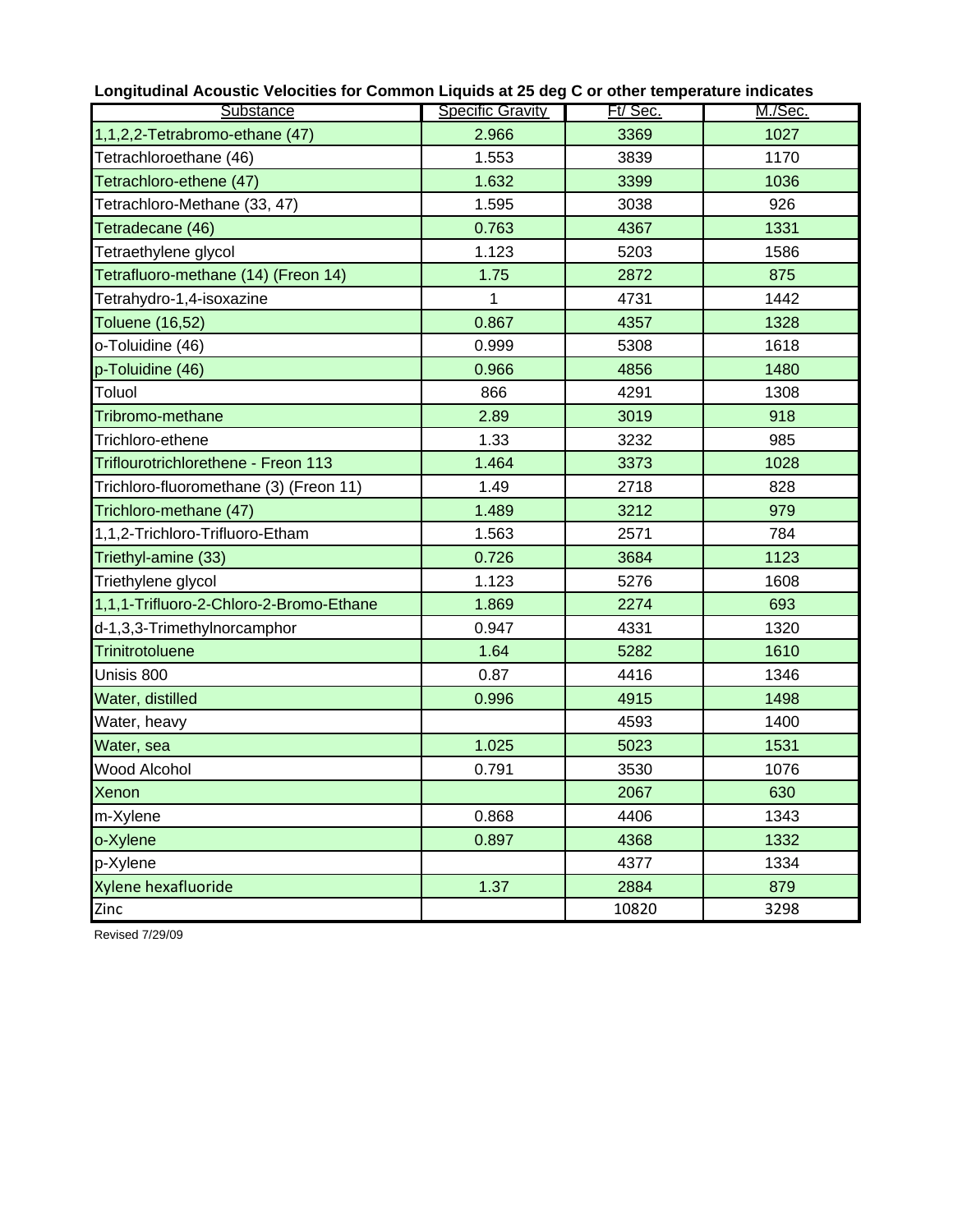**Longitudinal Acoustic Velocities for Common Liquids at 25 deg C or other temperature indicates**

| Substance | Specific Gravity | Ft/ Sec. | M./Sec. |
|---|---|---|---|
| 1,1,2,2-Tetrabromo-ethane (47) | 2.966 | 3369 | 1027 |
| Tetrachloroethane (46) | 1.553 | 3839 | 1170 |
| Tetrachloro-ethene (47) | 1.632 | 3399 | 1036 |
| Tetrachloro-Methane (33, 47) | 1.595 | 3038 | 926 |
| Tetradecane (46) | 0.763 | 4367 | 1331 |
| Tetraethylene glycol | 1.123 | 5203 | 1586 |
| Tetrafluoro-methane (14) (Freon 14) | 1.75 | 2872 | 875 |
| Tetrahydro-1,4-isoxazine | 1 | 4731 | 1442 |
| Toluene (16,52) | 0.867 | 4357 | 1328 |
| o-Toluidine (46) | 0.999 | 5308 | 1618 |
| p-Toluidine (46) | 0.966 | 4856 | 1480 |
| Toluol | 866 | 4291 | 1308 |
| Tribromo-methane | 2.89 | 3019 | 918 |
| Trichloro-ethene | 1.33 | 3232 | 985 |
| Triflourotrichlorethene - Freon 113 | 1.464 | 3373 | 1028 |
| Trichloro-fluoromethane (3) (Freon 11) | 1.49 | 2718 | 828 |
| Trichloro-methane (47) | 1.489 | 3212 | 979 |
| 1,1,2-Trichloro-Trifluoro-Etham | 1.563 | 2571 | 784 |
| Triethyl-amine (33) | 0.726 | 3684 | 1123 |
| Triethylene glycol | 1.123 | 5276 | 1608 |
| 1,1,1-Trifluoro-2-Chloro-2-Bromo-Ethane | 1.869 | 2274 | 693 |
| d-1,3,3-Trimethylnorcamphor | 0.947 | 4331 | 1320 |
| Trinitrotoluene | 1.64 | 5282 | 1610 |
| Unisis 800 | 0.87 | 4416 | 1346 |
| Water, distilled | 0.996 | 4915 | 1498 |
| Water, heavy | | 4593 | 1400 |
| Water, sea | 1.025 | 5023 | 1531 |
| Wood Alcohol | 0.791 | 3530 | 1076 |
| Xenon | | 2067 | 630 |
| m-Xylene | 0.868 | 4406 | 1343 |
| o-Xylene | 0.897 | 4368 | 1332 |
| p-Xylene | | 4377 | 1334 |
| Xylene hexafluoride | 1.37 | 2884 | 879 |
| Zinc | | 10820 | 3298 |

Revised 7/29/09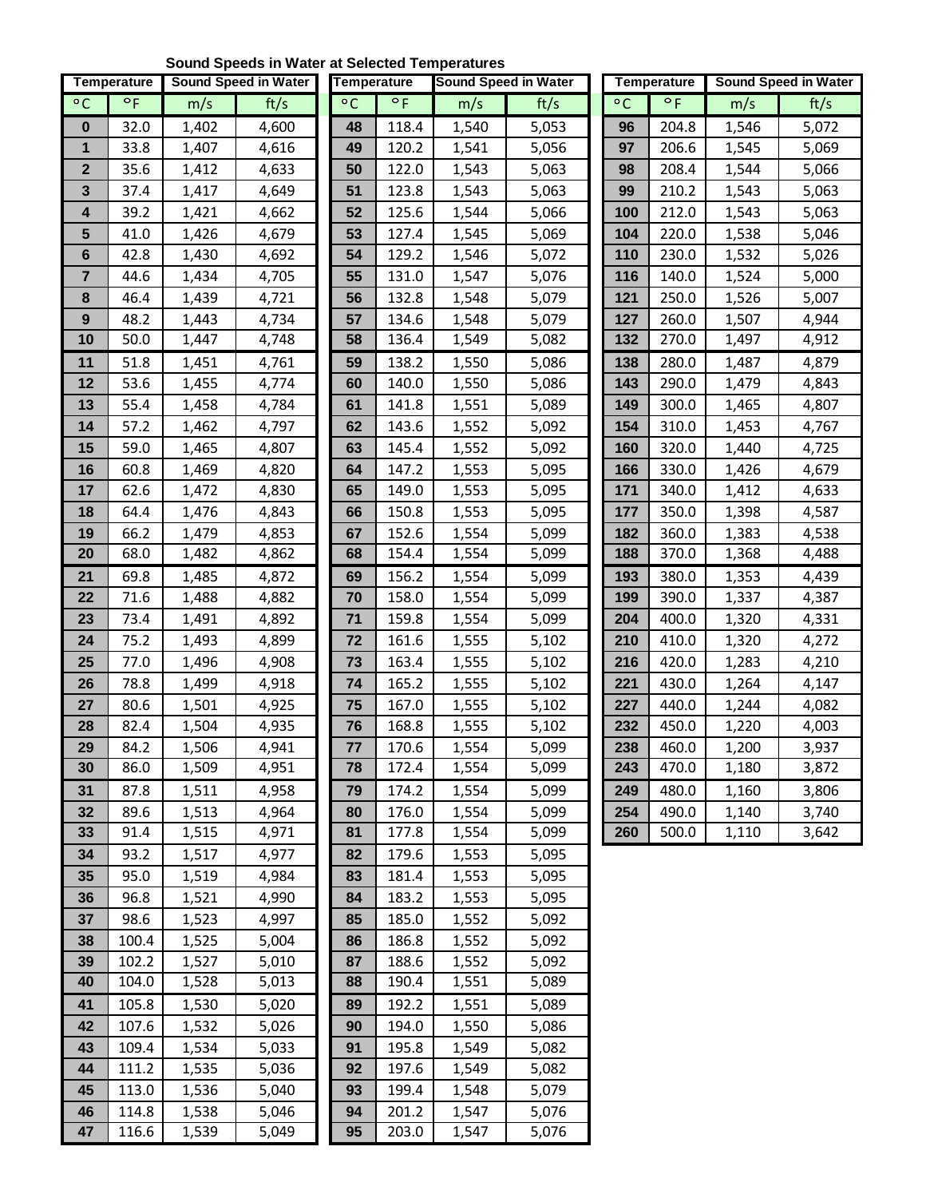## Sound Speeds in Water at Selected Temperatures

| Temperature | | Sound Speed in Water | |
|---|---|---|---|
| °C | °F | m/s | ft/s |
| **0** | 32.0 | 1,402 | 4,600 |
| **1** | 33.8 | 1,407 | 4,616 |
| **2** | 35.6 | 1,412 | 4,633 |
| **3** | 37.4 | 1,417 | 4,649 |
| **4** | 39.2 | 1,421 | 4,662 |
| **5** | 41.0 | 1,426 | 4,679 |
| **6** | 42.8 | 1,430 | 4,692 |
| **7** | 44.6 | 1,434 | 4,705 |
| **8** | 46.4 | 1,439 | 4,721 |
| **9** | 48.2 | 1,443 | 4,734 |
| **10** | 50.0 | 1,447 | 4,748 |
| **11** | 51.8 | 1,451 | 4,761 |
| **12** | 53.6 | 1,455 | 4,774 |
| **13** | 55.4 | 1,458 | 4,784 |
| **14** | 57.2 | 1,462 | 4,797 |
| **15** | 59.0 | 1,465 | 4,807 |
| **16** | 60.8 | 1,469 | 4,820 |
| **17** | 62.6 | 1,472 | 4,830 |
| **18** | 64.4 | 1,476 | 4,843 |
| **19** | 66.2 | 1,479 | 4,853 |
| **20** | 68.0 | 1,482 | 4,862 |
| **21** | 69.8 | 1,485 | 4,872 |
| **22** | 71.6 | 1,488 | 4,882 |
| **23** | 73.4 | 1,491 | 4,892 |
| **24** | 75.2 | 1,493 | 4,899 |
| **25** | 77.0 | 1,496 | 4,908 |
| **26** | 78.8 | 1,499 | 4,918 |
| **27** | 80.6 | 1,501 | 4,925 |
| **28** | 82.4 | 1,504 | 4,935 |
| **29** | 84.2 | 1,506 | 4,941 |
| **30** | 86.0 | 1,509 | 4,951 |
| **31** | 87.8 | 1,511 | 4,958 |
| **32** | 89.6 | 1,513 | 4,964 |
| **33** | 91.4 | 1,515 | 4,971 |
| **34** | 93.2 | 1,517 | 4,977 |
| **35** | 95.0 | 1,519 | 4,984 |
| **36** | 96.8 | 1,521 | 4,990 |
| **37** | 98.6 | 1,523 | 4,997 |
| **38** | 100.4 | 1,525 | 5,004 |
| **39** | 102.2 | 1,527 | 5,010 |
| **40** | 104.0 | 1,528 | 5,013 |
| **41** | 105.8 | 1,530 | 5,020 |
| **42** | 107.6 | 1,532 | 5,026 |
| **43** | 109.4 | 1,534 | 5,033 |
| **44** | 111.2 | 1,535 | 5,036 |
| **45** | 113.0 | 1,536 | 5,040 |
| **46** | 114.8 | 1,538 | 5,046 |
| **47** | 116.6 | 1,539 | 5,049 |
| **48** | 118.4 | 1,540 | 5,053 |
| **49** | 120.2 | 1,541 | 5,056 |
| **50** | 122.0 | 1,543 | 5,063 |
| **51** | 123.8 | 1,543 | 5,063 |
| **52** | 125.6 | 1,544 | 5,066 |
| **53** | 127.4 | 1,545 | 5,069 |
| **54** | 129.2 | 1,546 | 5,072 |
| **55** | 131.0 | 1,547 | 5,076 |
| **56** | 132.8 | 1,548 | 5,079 |
| **57** | 134.6 | 1,548 | 5,079 |
| **58** | 136.4 | 1,549 | 5,082 |
| **59** | 138.2 | 1,550 | 5,086 |
| **60** | 140.0 | 1,550 | 5,086 |
| **61** | 141.8 | 1,551 | 5,089 |
| **62** | 143.6 | 1,552 | 5,092 |
| **63** | 145.4 | 1,552 | 5,092 |
| **64** | 147.2 | 1,553 | 5,095 |
| **65** | 149.0 | 1,553 | 5,095 |
| **66** | 150.8 | 1,553 | 5,095 |
| **67** | 152.6 | 1,554 | 5,099 |
| **68** | 154.4 | 1,554 | 5,099 |
| **69** | 156.2 | 1,554 | 5,099 |
| **70** | 158.0 | 1,554 | 5,099 |
| **71** | 159.8 | 1,554 | 5,099 |
| **72** | 161.6 | 1,555 | 5,102 |
| **73** | 163.4 | 1,555 | 5,102 |
| **74** | 165.2 | 1,555 | 5,102 |
| **75** | 167.0 | 1,555 | 5,102 |
| **76** | 168.8 | 1,555 | 5,102 |
| **77** | 170.6 | 1,554 | 5,099 |
| **78** | 172.4 | 1,554 | 5,099 |
| **79** | 174.2 | 1,554 | 5,099 |
| **80** | 176.0 | 1,554 | 5,099 |
| **81** | 177.8 | 1,554 | 5,099 |
| **82** | 179.6 | 1,553 | 5,095 |
| **83** | 181.4 | 1,553 | 5,095 |
| **84** | 183.2 | 1,553 | 5,095 |
| **85** | 185.0 | 1,552 | 5,092 |
| **86** | 186.8 | 1,552 | 5,092 |
| **87** | 188.6 | 1,552 | 5,092 |
| **88** | 190.4 | 1,551 | 5,089 |
| **89** | 192.2 | 1,551 | 5,089 |
| **90** | 194.0 | 1,550 | 5,086 |
| **91** | 195.8 | 1,549 | 5,082 |
| **92** | 197.6 | 1,549 | 5,082 |
| **93** | 199.4 | 1,548 | 5,079 |
| **94** | 201.2 | 1,547 | 5,076 |
| **95** | 203.0 | 1,547 | 5,076 |
| **96** | 204.8 | 1,546 | 5,072 |
| **97** | 206.6 | 1,545 | 5,069 |
| **98** | 208.4 | 1,544 | 5,066 |
| **99** | 210.2 | 1,543 | 5,063 |
| **100** | 212.0 | 1,543 | 5,063 |
| **104** | 220.0 | 1,538 | 5,046 |
| **110** | 230.0 | 1,532 | 5,026 |
| **116** | 140.0 | 1,524 | 5,000 |
| **121** | 250.0 | 1,526 | 5,007 |
| **127** | 260.0 | 1,507 | 4,944 |
| **132** | 270.0 | 1,497 | 4,912 |
| **138** | 280.0 | 1,487 | 4,879 |
| **143** | 290.0 | 1,479 | 4,843 |
| **149** | 300.0 | 1,465 | 4,807 |
| **154** | 310.0 | 1,453 | 4,767 |
| **160** | 320.0 | 1,440 | 4,725 |
| **166** | 330.0 | 1,426 | 4,679 |
| **171** | 340.0 | 1,412 | 4,633 |
| **177** | 350.0 | 1,398 | 4,587 |
| **182** | 360.0 | 1,383 | 4,538 |
| **188** | 370.0 | 1,368 | 4,488 |
| **193** | 380.0 | 1,353 | 4,439 |
| **199** | 390.0 | 1,337 | 4,387 |
| **204** | 400.0 | 1,320 | 4,331 |
| **210** | 410.0 | 1,320 | 4,272 |
| **216** | 420.0 | 1,283 | 4,210 |
| **221** | 430.0 | 1,264 | 4,147 |
| **227** | 440.0 | 1,244 | 4,082 |
| **232** | 450.0 | 1,220 | 4,003 |
| **238** | 460.0 | 1,200 | 3,937 |
| **243** | 470.0 | 1,180 | 3,872 |
| **249** | 480.0 | 1,160 | 3,806 |
| **254** | 490.0 | 1,140 | 3,740 |
| **260** | 500.0 | 1,110 | 3,642 |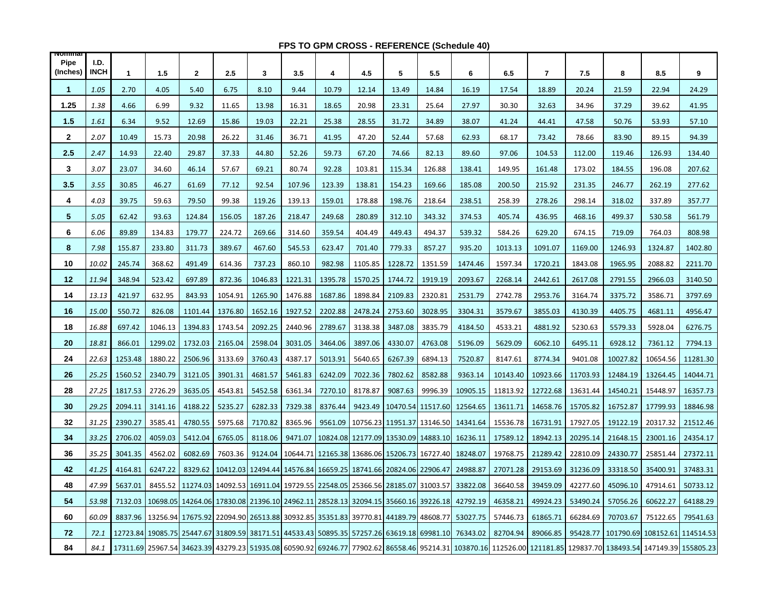## FPS TO GPM CROSS - REFERENCE (Schedule 40)

| Nominal Pipe (Inches) | I.D. INCH | 1 | 1.5 | 2 | 2.5 | 3 | 3.5 | 4 | 4.5 | 5 | 5.5 | 6 | 6.5 | 7 | 7.5 | 8 | 8.5 | 9 |
|---|---|---|---|---|---|---|---|---|---|---|---|---|---|---|---|---|---|---|
| 1 | 1.05 | 2.70 | 4.05 | 5.40 | 6.75 | 8.10 | 9.44 | 10.79 | 12.14 | 13.49 | 14.84 | 16.19 | 17.54 | 18.89 | 20.24 | 21.59 | 22.94 | 24.29 |
| 1.25 | 1.38 | 4.66 | 6.99 | 9.32 | 11.65 | 13.98 | 16.31 | 18.65 | 20.98 | 23.31 | 25.64 | 27.97 | 30.30 | 32.63 | 34.96 | 37.29 | 39.62 | 41.95 |
| 1.5 | 1.61 | 6.34 | 9.52 | 12.69 | 15.86 | 19.03 | 22.21 | 25.38 | 28.55 | 31.72 | 34.89 | 38.07 | 41.24 | 44.41 | 47.58 | 50.76 | 53.93 | 57.10 |
| 2 | 2.07 | 10.49 | 15.73 | 20.98 | 26.22 | 31.46 | 36.71 | 41.95 | 47.20 | 52.44 | 57.68 | 62.93 | 68.17 | 73.42 | 78.66 | 83.90 | 89.15 | 94.39 |
| 2.5 | 2.47 | 14.93 | 22.40 | 29.87 | 37.33 | 44.80 | 52.26 | 59.73 | 67.20 | 74.66 | 82.13 | 89.60 | 97.06 | 104.53 | 112.00 | 119.46 | 126.93 | 134.40 |
| 3 | 3.07 | 23.07 | 34.60 | 46.14 | 57.67 | 69.21 | 80.74 | 92.28 | 103.81 | 115.34 | 126.88 | 138.41 | 149.95 | 161.48 | 173.02 | 184.55 | 196.08 | 207.62 |
| 3.5 | 3.55 | 30.85 | 46.27 | 61.69 | 77.12 | 92.54 | 107.96 | 123.39 | 138.81 | 154.23 | 169.66 | 185.08 | 200.50 | 215.92 | 231.35 | 246.77 | 262.19 | 277.62 |
| 4 | 4.03 | 39.75 | 59.63 | 79.50 | 99.38 | 119.26 | 139.13 | 159.01 | 178.88 | 198.76 | 218.64 | 238.51 | 258.39 | 278.26 | 298.14 | 318.02 | 337.89 | 357.77 |
| 5 | 5.05 | 62.42 | 93.63 | 124.84 | 156.05 | 187.26 | 218.47 | 249.68 | 280.89 | 312.10 | 343.32 | 374.53 | 405.74 | 436.95 | 468.16 | 499.37 | 530.58 | 561.79 |
| 6 | 6.06 | 89.89 | 134.83 | 179.77 | 224.72 | 269.66 | 314.60 | 359.54 | 404.49 | 449.43 | 494.37 | 539.32 | 584.26 | 629.20 | 674.15 | 719.09 | 764.03 | 808.98 |
| 8 | 7.98 | 155.87 | 233.80 | 311.73 | 389.67 | 467.60 | 545.53 | 623.47 | 701.40 | 779.33 | 857.27 | 935.20 | 1013.13 | 1091.07 | 1169.00 | 1246.93 | 1324.87 | 1402.80 |
| 10 | 10.02 | 245.74 | 368.62 | 491.49 | 614.36 | 737.23 | 860.10 | 982.98 | 1105.85 | 1228.72 | 1351.59 | 1474.46 | 1597.34 | 1720.21 | 1843.08 | 1965.95 | 2088.82 | 2211.70 |
| 12 | 11.94 | 348.94 | 523.42 | 697.89 | 872.36 | 1046.83 | 1221.31 | 1395.78 | 1570.25 | 1744.72 | 1919.19 | 2093.67 | 2268.14 | 2442.61 | 2617.08 | 2791.55 | 2966.03 | 3140.50 |
| 14 | 13.13 | 421.97 | 632.95 | 843.93 | 1054.91 | 1265.90 | 1476.88 | 1687.86 | 1898.84 | 2109.83 | 2320.81 | 2531.79 | 2742.78 | 2953.76 | 3164.74 | 3375.72 | 3586.71 | 3797.69 |
| 16 | 15.00 | 550.72 | 826.08 | 1101.44 | 1376.80 | 1652.16 | 1927.52 | 2202.88 | 2478.24 | 2753.60 | 3028.95 | 3304.31 | 3579.67 | 3855.03 | 4130.39 | 4405.75 | 4681.11 | 4956.47 |
| 18 | 16.88 | 697.42 | 1046.13 | 1394.83 | 1743.54 | 2092.25 | 2440.96 | 2789.67 | 3138.38 | 3487.08 | 3835.79 | 4184.50 | 4533.21 | 4881.92 | 5230.63 | 5579.33 | 5928.04 | 6276.75 |
| 20 | 18.81 | 866.01 | 1299.02 | 1732.03 | 2165.04 | 2598.04 | 3031.05 | 3464.06 | 3897.06 | 4330.07 | 4763.08 | 5196.09 | 5629.09 | 6062.10 | 6495.11 | 6928.12 | 7361.12 | 7794.13 |
| 24 | 22.63 | 1253.48 | 1880.22 | 2506.96 | 3133.69 | 3760.43 | 4387.17 | 5013.91 | 5640.65 | 6267.39 | 6894.13 | 7520.87 | 8147.61 | 8774.34 | 9401.08 | 10027.82 | 10654.56 | 11281.30 |
| 26 | 25.25 | 1560.52 | 2340.79 | 3121.05 | 3901.31 | 4681.57 | 5461.83 | 6242.09 | 7022.36 | 7802.62 | 8582.88 | 9363.14 | 10143.40 | 10923.66 | 11703.93 | 12484.19 | 13264.45 | 14044.71 |
| 28 | 27.25 | 1817.53 | 2726.29 | 3635.05 | 4543.81 | 5452.58 | 6361.34 | 7270.10 | 8178.87 | 9087.63 | 9996.39 | 10905.15 | 11813.92 | 12722.68 | 13631.44 | 14540.21 | 15448.97 | 16357.73 |
| 30 | 29.25 | 2094.11 | 3141.16 | 4188.22 | 5235.27 | 6282.33 | 7329.38 | 8376.44 | 9423.49 | 10470.54 | 11517.60 | 12564.65 | 13611.71 | 14658.76 | 15705.82 | 16752.87 | 17799.93 | 18846.98 |
| 32 | 31.25 | 2390.27 | 3585.41 | 4780.55 | 5975.68 | 7170.82 | 8365.96 | 9561.09 | 10756.23 | 11951.37 | 13146.50 | 14341.64 | 15536.78 | 16731.91 | 17927.05 | 19122.19 | 20317.32 | 21512.46 |
| 34 | 33.25 | 2706.02 | 4059.03 | 5412.04 | 6765.05 | 8118.06 | 9471.07 | 10824.08 | 12177.09 | 13530.09 | 14883.10 | 16236.11 | 17589.12 | 18942.13 | 20295.14 | 21648.15 | 23001.16 | 24354.17 |
| 36 | 35.25 | 3041.35 | 4562.02 | 6082.69 | 7603.36 | 9124.04 | 10644.71 | 12165.38 | 13686.06 | 15206.73 | 16727.40 | 18248.07 | 19768.75 | 21289.42 | 22810.09 | 24330.77 | 25851.44 | 27372.11 |
| 42 | 41.25 | 4164.81 | 6247.22 | 8329.62 | 10412.03 | 12494.44 | 14576.84 | 16659.25 | 18741.66 | 20824.06 | 22906.47 | 24988.87 | 27071.28 | 29153.69 | 31236.09 | 33318.50 | 35400.91 | 37483.31 |
| 48 | 47.99 | 5637.01 | 8455.52 | 11274.03 | 14092.53 | 16911.04 | 19729.55 | 22548.05 | 25366.56 | 28185.07 | 31003.57 | 33822.08 | 36640.58 | 39459.09 | 42277.60 | 45096.10 | 47914.61 | 50733.12 |
| 54 | 53.98 | 7132.03 | 10698.05 | 14264.06 | 17830.08 | 21396.10 | 24962.11 | 28528.13 | 32094.15 | 35660.16 | 39226.18 | 42792.19 | 46358.21 | 49924.23 | 53490.24 | 57056.26 | 60622.27 | 64188.29 |
| 60 | 60.09 | 8837.96 | 13256.94 | 17675.92 | 22094.90 | 26513.88 | 30932.85 | 35351.83 | 39770.81 | 44189.79 | 48608.77 | 53027.75 | 57446.73 | 61865.71 | 66284.69 | 70703.67 | 75122.65 | 79541.63 |
| 72 | 72.1 | 12723.84 | 19085.75 | 25447.67 | 31809.59 | 38171.51 | 44533.43 | 50895.35 | 57257.26 | 63619.18 | 69981.10 | 76343.02 | 82704.94 | 89066.85 | 95428.77 | 101790.69 | 108152.61 | 114514.53 |
| 84 | 84.1 | 17311.69 | 25967.54 | 34623.39 | 43279.23 | 51935.08 | 60590.92 | 69246.77 | 77902.62 | 86558.46 | 95214.31 | 103870.16 | 112526.00 | 121181.85 | 129837.70 | 138493.54 | 147149.39 | 155805.23 |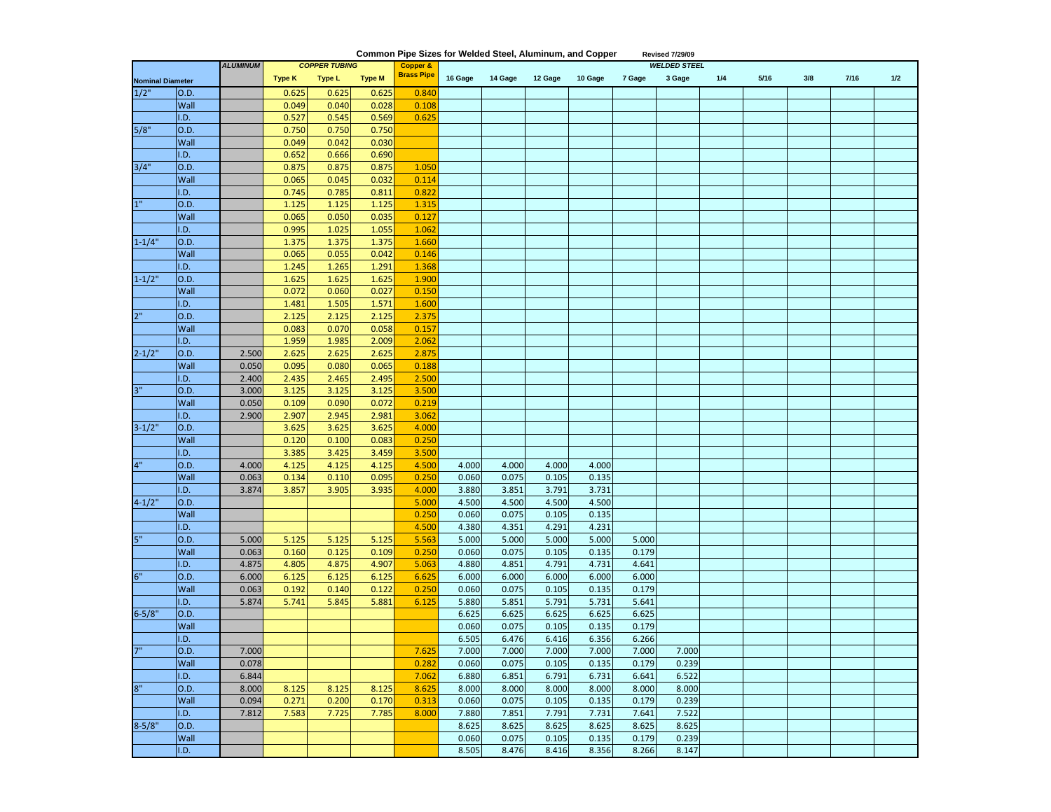# Common Pipe Sizes for Welded Steel, Aluminum, and Copper

Revised 7/29/09

| Nominal Diameter | | ALUMINUM | COPPER TUBING | | | Copper & Brass Pipe | WELDED STEEL | | | | | | | | | | |
|---|---|---|---|---|---|---|---|---|---|---|---|---|---|---|---|---|---|
| | | | Type K | Type L | Type M | | 16 Gage | 14 Gage | 12 Gage | 10 Gage | 7 Gage | 3 Gage | 1/4 | 5/16 | 3/8 | 7/16 | 1/2 |
| 1/2" | O.D. | | 0.625 | 0.625 | 0.625 | 0.840 | | | | | | | | | | | |
| | Wall | | 0.049 | 0.040 | 0.028 | 0.108 | | | | | | | | | | | |
| | I.D. | | 0.527 | 0.545 | 0.569 | 0.625 | | | | | | | | | | | |
| 5/8" | O.D. | | 0.750 | 0.750 | 0.750 | | | | | | | | | | | | |
| | Wall | | 0.049 | 0.042 | 0.030 | | | | | | | | | | | | |
| | I.D. | | 0.652 | 0.666 | 0.690 | | | | | | | | | | | | |
| 3/4" | O.D. | | 0.875 | 0.875 | 0.875 | 1.050 | | | | | | | | | | | |
| | Wall | | 0.065 | 0.045 | 0.032 | 0.114 | | | | | | | | | | | |
| | I.D. | | 0.745 | 0.785 | 0.811 | 0.822 | | | | | | | | | | | |
| 1" | O.D. | | 1.125 | 1.125 | 1.125 | 1.315 | | | | | | | | | | | |
| | Wall | | 0.065 | 0.050 | 0.035 | 0.127 | | | | | | | | | | | |
| | I.D. | | 0.995 | 1.025 | 1.055 | 1.062 | | | | | | | | | | | |
| 1-1/4" | O.D. | | 1.375 | 1.375 | 1.375 | 1.660 | | | | | | | | | | | |
| | Wall | | 0.065 | 0.055 | 0.042 | 0.146 | | | | | | | | | | | |
| | I.D. | | 1.245 | 1.265 | 1.291 | 1.368 | | | | | | | | | | | |
| 1-1/2" | O.D. | | 1.625 | 1.625 | 1.625 | 1.900 | | | | | | | | | | | |
| | Wall | | 0.072 | 0.060 | 0.027 | 0.150 | | | | | | | | | | | |
| | I.D. | | 1.481 | 1.505 | 1.571 | 1.600 | | | | | | | | | | | |
| 2" | O.D. | | 2.125 | 2.125 | 2.125 | 2.375 | | | | | | | | | | | |
| | Wall | | 0.083 | 0.070 | 0.058 | 0.157 | | | | | | | | | | | |
| | I.D. | | 1.959 | 1.985 | 2.009 | 2.062 | | | | | | | | | | | |
| 2-1/2" | O.D. | 2.500 | 2.625 | 2.625 | 2.625 | 2.875 | | | | | | | | | | | |
| | Wall | 0.050 | 0.095 | 0.080 | 0.065 | 0.188 | | | | | | | | | | | |
| | I.D. | 2.400 | 2.435 | 2.465 | 2.495 | 2.500 | | | | | | | | | | | |
| 3" | O.D. | 3.000 | 3.125 | 3.125 | 3.125 | 3.500 | | | | | | | | | | | |
| | Wall | 0.050 | 0.109 | 0.090 | 0.072 | 0.219 | | | | | | | | | | | |
| | I.D. | 2.900 | 2.907 | 2.945 | 2.981 | 3.062 | | | | | | | | | | | |
| 3-1/2" | O.D. | | 3.625 | 3.625 | 3.625 | 4.000 | | | | | | | | | | | |
| | Wall | | 0.120 | 0.100 | 0.083 | 0.250 | | | | | | | | | | | |
| | I.D. | | 3.385 | 3.425 | 3.459 | 3.500 | | | | | | | | | | | |
| 4" | O.D. | 4.000 | 4.125 | 4.125 | 4.125 | 4.500 | 4.000 | 4.000 | 4.000 | 4.000 | | | | | | | |
| | Wall | 0.063 | 0.134 | 0.110 | 0.095 | 0.250 | 0.060 | 0.075 | 0.105 | 0.135 | | | | | | | |
| | I.D. | 3.874 | 3.857 | 3.905 | 3.935 | 4.000 | 3.880 | 3.851 | 3.791 | 3.731 | | | | | | | |
| 4-1/2" | O.D. | | | | | 5.000 | 4.500 | 4.500 | 4.500 | 4.500 | | | | | | | |
| | Wall | | | | | 0.250 | 0.060 | 0.075 | 0.105 | 0.135 | | | | | | | |
| | I.D. | | | | | 4.500 | 4.380 | 4.351 | 4.291 | 4.231 | | | | | | | |
| 5" | O.D. | 5.000 | 5.125 | 5.125 | 5.125 | 5.563 | 5.000 | 5.000 | 5.000 | 5.000 | 5.000 | | | | | | |
| | Wall | 0.063 | 0.160 | 0.125 | 0.109 | 0.250 | 0.060 | 0.075 | 0.105 | 0.135 | 0.179 | | | | | | |
| | I.D. | 4.875 | 4.805 | 4.875 | 4.907 | 5.063 | 4.880 | 4.851 | 4.791 | 4.731 | 4.641 | | | | | | |
| 6" | O.D. | 6.000 | 6.125 | 6.125 | 6.125 | 6.625 | 6.000 | 6.000 | 6.000 | 6.000 | 6.000 | | | | | | |
| | Wall | 0.063 | 0.192 | 0.140 | 0.122 | 0.250 | 0.060 | 0.075 | 0.105 | 0.135 | 0.179 | | | | | | |
| | I.D. | 5.874 | 5.741 | 5.845 | 5.881 | 6.125 | 5.880 | 5.851 | 5.791 | 5.731 | 5.641 | | | | | | |
| 6-5/8" | O.D. | | | | | | 6.625 | 6.625 | 6.625 | 6.625 | 6.625 | | | | | | |
| | Wall | | | | | | 0.060 | 0.075 | 0.105 | 0.135 | 0.179 | | | | | | |
| | I.D. | | | | | | 6.505 | 6.476 | 6.416 | 6.356 | 6.266 | | | | | | |
| 7" | O.D. | 7.000 | | | | 7.625 | 7.000 | 7.000 | 7.000 | 7.000 | 7.000 | 7.000 | | | | | |
| | Wall | 0.078 | | | | 0.282 | 0.060 | 0.075 | 0.105 | 0.135 | 0.179 | 0.239 | | | | | |
| | I.D. | 6.844 | | | | 7.062 | 6.880 | 6.851 | 6.791 | 6.731 | 6.641 | 6.522 | | | | | |
| 8" | O.D. | 8.000 | 8.125 | 8.125 | 8.125 | 8.625 | 8.000 | 8.000 | 8.000 | 8.000 | 8.000 | 8.000 | | | | | |
| | Wall | 0.094 | 0.271 | 0.200 | 0.170 | 0.313 | 0.060 | 0.075 | 0.105 | 0.135 | 0.179 | 0.239 | | | | | |
| | I.D. | 7.812 | 7.583 | 7.725 | 7.785 | 8.000 | 7.880 | 7.851 | 7.791 | 7.731 | 7.641 | 7.522 | | | | | |
| 8-5/8" | O.D. | | | | | | 8.625 | 8.625 | 8.625 | 8.625 | 8.625 | 8.625 | | | | | |
| | Wall | | | | | | 0.060 | 0.075 | 0.105 | 0.135 | 0.179 | 0.239 | | | | | |
| | I.D. | | | | | | 8.505 | 8.476 | 8.416 | 8.356 | 8.266 | 8.147 | | | | | |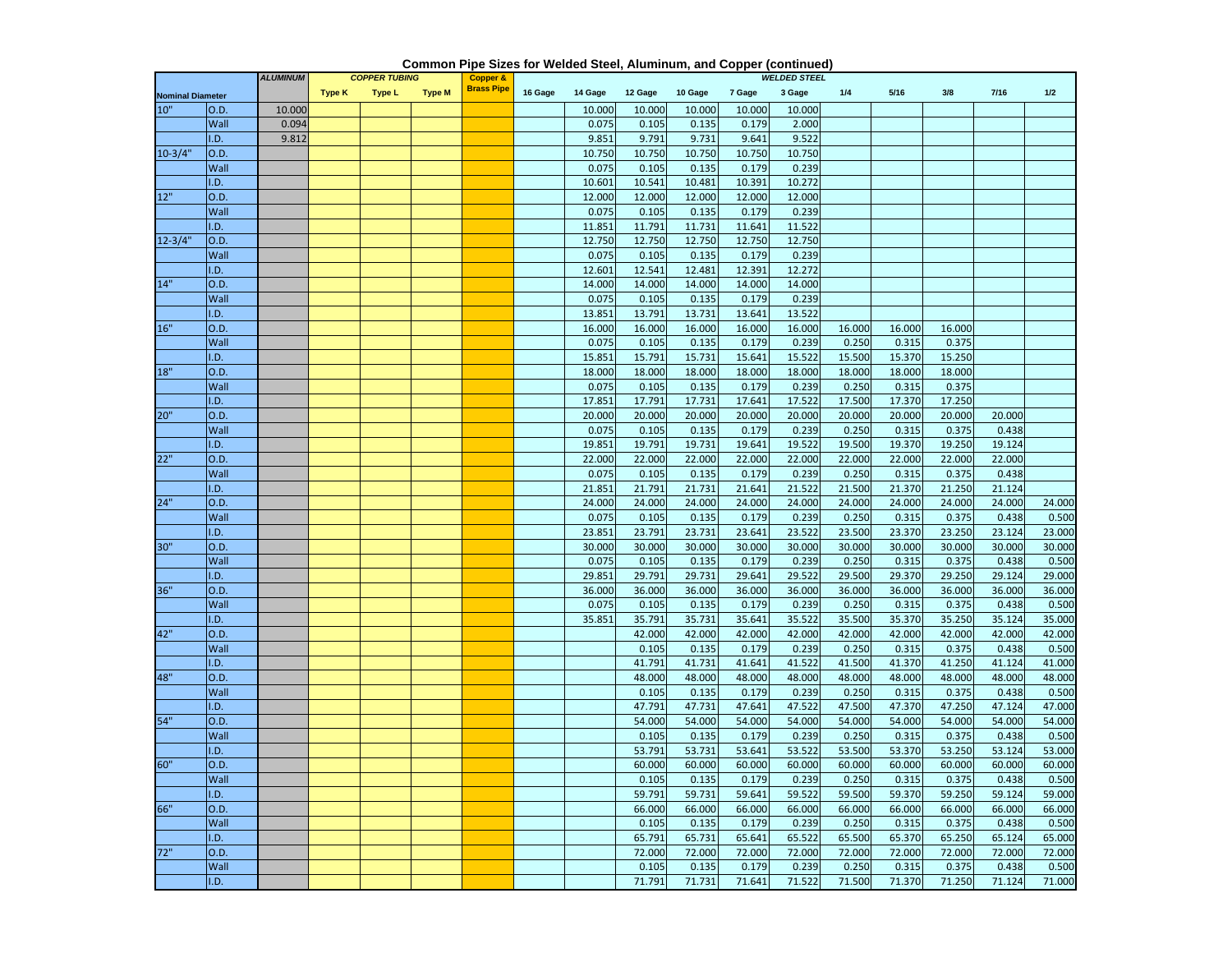# Common Pipe Sizes for Welded Steel, Aluminum, and Copper (continued)

| Nominal Diameter | | ALUMINUM | COPPER TUBING | | | Copper & Brass Pipe | WELDED STEEL | | | | | | | | | | |
|---|---|---|---|---|---|---|---|---|---|---|---|---|---|---|---|---|---|
| | | | Type K | Type L | Type M | | 16 Gage | 14 Gage | 12 Gage | 10 Gage | 7 Gage | 3 Gage | 1/4 | 5/16 | 3/8 | 7/16 | 1/2 |
| 10" | O.D. | 10.000 | | | | | | 10.000 | 10.000 | 10.000 | 10.000 | 10.000 | | | | | |
| | Wall | 0.094 | | | | | | 0.075 | 0.105 | 0.135 | 0.179 | 2.000 | | | | | |
| | I.D. | 9.812 | | | | | | 9.851 | 9.791 | 9.731 | 9.641 | 9.522 | | | | | |
| 10-3/4" | O.D. | | | | | | | 10.750 | 10.750 | 10.750 | 10.750 | 10.750 | | | | | |
| | Wall | | | | | | | 0.075 | 0.105 | 0.135 | 0.179 | 0.239 | | | | | |
| | I.D. | | | | | | | 10.601 | 10.541 | 10.481 | 10.391 | 10.272 | | | | | |
| 12" | O.D. | | | | | | | 12.000 | 12.000 | 12.000 | 12.000 | 12.000 | | | | | |
| | Wall | | | | | | | 0.075 | 0.105 | 0.135 | 0.179 | 0.239 | | | | | |
| | I.D. | | | | | | | 11.851 | 11.791 | 11.731 | 11.641 | 11.522 | | | | | |
| 12-3/4" | O.D. | | | | | | | 12.750 | 12.750 | 12.750 | 12.750 | 12.750 | | | | | |
| | Wall | | | | | | | 0.075 | 0.105 | 0.135 | 0.179 | 0.239 | | | | | |
| | I.D. | | | | | | | 12.601 | 12.541 | 12.481 | 12.391 | 12.272 | | | | | |
| 14" | O.D. | | | | | | | 14.000 | 14.000 | 14.000 | 14.000 | 14.000 | | | | | |
| | Wall | | | | | | | 0.075 | 0.105 | 0.135 | 0.179 | 0.239 | | | | | |
| | I.D. | | | | | | | 13.851 | 13.791 | 13.731 | 13.641 | 13.522 | | | | | |
| 16" | O.D. | | | | | | | 16.000 | 16.000 | 16.000 | 16.000 | 16.000 | 16.000 | 16.000 | 16.000 | | |
| | Wall | | | | | | | 0.075 | 0.105 | 0.135 | 0.179 | 0.239 | 0.250 | 0.315 | 0.375 | | |
| | I.D. | | | | | | | 15.851 | 15.791 | 15.731 | 15.641 | 15.522 | 15.500 | 15.370 | 15.250 | | |
| 18" | O.D. | | | | | | | 18.000 | 18.000 | 18.000 | 18.000 | 18.000 | 18.000 | 18.000 | 18.000 | | |
| | Wall | | | | | | | 0.075 | 0.105 | 0.135 | 0.179 | 0.239 | 0.250 | 0.315 | 0.375 | | |
| | I.D. | | | | | | | 17.851 | 17.791 | 17.731 | 17.641 | 17.522 | 17.500 | 17.370 | 17.250 | | |
| 20" | O.D. | | | | | | | 20.000 | 20.000 | 20.000 | 20.000 | 20.000 | 20.000 | 20.000 | 20.000 | 20.000 | |
| | Wall | | | | | | | 0.075 | 0.105 | 0.135 | 0.179 | 0.239 | 0.250 | 0.315 | 0.375 | 0.438 | |
| | I.D. | | | | | | | 19.851 | 19.791 | 19.731 | 19.641 | 19.522 | 19.500 | 19.370 | 19.250 | 19.124 | |
| 22" | O.D. | | | | | | | 22.000 | 22.000 | 22.000 | 22.000 | 22.000 | 22.000 | 22.000 | 22.000 | 22.000 | |
| | Wall | | | | | | | 0.075 | 0.105 | 0.135 | 0.179 | 0.239 | 0.250 | 0.315 | 0.375 | 0.438 | |
| | I.D. | | | | | | | 21.851 | 21.791 | 21.731 | 21.641 | 21.522 | 21.500 | 21.370 | 21.250 | 21.124 | |
| 24" | O.D. | | | | | | | 24.000 | 24.000 | 24.000 | 24.000 | 24.000 | 24.000 | 24.000 | 24.000 | 24.000 | 24.000 |
| | Wall | | | | | | | 0.075 | 0.105 | 0.135 | 0.179 | 0.239 | 0.250 | 0.315 | 0.375 | 0.438 | 0.500 |
| | I.D. | | | | | | | 23.851 | 23.791 | 23.731 | 23.641 | 23.522 | 23.500 | 23.370 | 23.250 | 23.124 | 23.000 |
| 30" | O.D. | | | | | | | 30.000 | 30.000 | 30.000 | 30.000 | 30.000 | 30.000 | 30.000 | 30.000 | 30.000 | 30.000 |
| | Wall | | | | | | | 0.075 | 0.105 | 0.135 | 0.179 | 0.239 | 0.250 | 0.315 | 0.375 | 0.438 | 0.500 |
| | I.D. | | | | | | | 29.851 | 29.791 | 29.731 | 29.641 | 29.522 | 29.500 | 29.370 | 29.250 | 29.124 | 29.000 |
| 36" | O.D. | | | | | | | 36.000 | 36.000 | 36.000 | 36.000 | 36.000 | 36.000 | 36.000 | 36.000 | 36.000 | 36.000 |
| | Wall | | | | | | | 0.075 | 0.105 | 0.135 | 0.179 | 0.239 | 0.250 | 0.315 | 0.375 | 0.438 | 0.500 |
| | I.D. | | | | | | | 35.851 | 35.791 | 35.731 | 35.641 | 35.522 | 35.500 | 35.370 | 35.250 | 35.124 | 35.000 |
| 42" | O.D. | | | | | | | | 42.000 | 42.000 | 42.000 | 42.000 | 42.000 | 42.000 | 42.000 | 42.000 | 42.000 |
| | Wall | | | | | | | | 0.105 | 0.135 | 0.179 | 0.239 | 0.250 | 0.315 | 0.375 | 0.438 | 0.500 |
| | I.D. | | | | | | | | 41.791 | 41.731 | 41.641 | 41.522 | 41.500 | 41.370 | 41.250 | 41.124 | 41.000 |
| 48" | O.D. | | | | | | | | 48.000 | 48.000 | 48.000 | 48.000 | 48.000 | 48.000 | 48.000 | 48.000 | 48.000 |
| | Wall | | | | | | | | 0.105 | 0.135 | 0.179 | 0.239 | 0.250 | 0.315 | 0.375 | 0.438 | 0.500 |
| | I.D. | | | | | | | | 47.791 | 47.731 | 47.641 | 47.522 | 47.500 | 47.370 | 47.250 | 47.124 | 47.000 |
| 54" | O.D. | | | | | | | | 54.000 | 54.000 | 54.000 | 54.000 | 54.000 | 54.000 | 54.000 | 54.000 | 54.000 |
| | Wall | | | | | | | | 0.105 | 0.135 | 0.179 | 0.239 | 0.250 | 0.315 | 0.375 | 0.438 | 0.500 |
| | I.D. | | | | | | | | 53.791 | 53.731 | 53.641 | 53.522 | 53.500 | 53.370 | 53.250 | 53.124 | 53.000 |
| 60" | O.D. | | | | | | | | 60.000 | 60.000 | 60.000 | 60.000 | 60.000 | 60.000 | 60.000 | 60.000 | 60.000 |
| | Wall | | | | | | | | 0.105 | 0.135 | 0.179 | 0.239 | 0.250 | 0.315 | 0.375 | 0.438 | 0.500 |
| | I.D. | | | | | | | | 59.791 | 59.731 | 59.641 | 59.522 | 59.500 | 59.370 | 59.250 | 59.124 | 59.000 |
| 66" | O.D. | | | | | | | | 66.000 | 66.000 | 66.000 | 66.000 | 66.000 | 66.000 | 66.000 | 66.000 | 66.000 |
| | Wall | | | | | | | | 0.105 | 0.135 | 0.179 | 0.239 | 0.250 | 0.315 | 0.375 | 0.438 | 0.500 |
| | I.D. | | | | | | | | 65.791 | 65.731 | 65.641 | 65.522 | 65.500 | 65.370 | 65.250 | 65.124 | 65.000 |
| 72" | O.D. | | | | | | | | 72.000 | 72.000 | 72.000 | 72.000 | 72.000 | 72.000 | 72.000 | 72.000 | 72.000 |
| | Wall | | | | | | | | 0.105 | 0.135 | 0.179 | 0.239 | 0.250 | 0.315 | 0.375 | 0.438 | 0.500 |
| | I.D. | | | | | | | | 71.791 | 71.731 | 71.641 | 71.522 | 71.500 | 71.370 | 71.250 | 71.124 | 71.000 |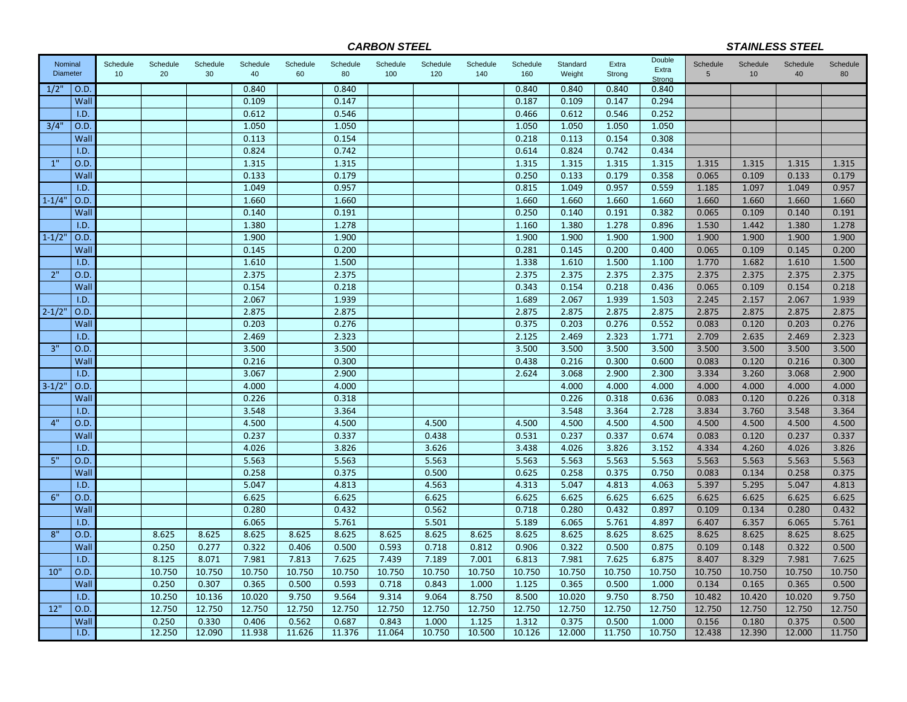| Nominal Diameter | | CARBON STEEL | | | | | | | | | | | | | STAINLESS STEEL | | | |
|---|---|---|---|---|---|---|---|---|---|---|---|---|---|---|---|---|---|---|
| | | Schedule 10 | Schedule 20 | Schedule 30 | Schedule 40 | Schedule 60 | Schedule 80 | Schedule 100 | Schedule 120 | Schedule 140 | Schedule 160 | Standard Weight | Extra Strong | Double Extra Strong | Schedule 5 | Schedule 10 | Schedule 40 | Schedule 80 |
| 1/2" | O.D. | | | | 0.840 | | 0.840 | | | | 0.840 | 0.840 | 0.840 | 0.840 | | | | |
| | Wall | | | | 0.109 | | 0.147 | | | | 0.187 | 0.109 | 0.147 | 0.294 | | | | |
| | I.D. | | | | 0.612 | | 0.546 | | | | 0.466 | 0.612 | 0.546 | 0.252 | | | | |
| 3/4" | O.D. | | | | 1.050 | | 1.050 | | | | 1.050 | 1.050 | 1.050 | 1.050 | | | | |
| | Wall | | | | 0.113 | | 0.154 | | | | 0.218 | 0.113 | 0.154 | 0.308 | | | | |
| | I.D. | | | | 0.824 | | 0.742 | | | | 0.614 | 0.824 | 0.742 | 0.434 | | | | |
| 1" | O.D. | | | | 1.315 | | 1.315 | | | | 1.315 | 1.315 | 1.315 | 1.315 | 1.315 | 1.315 | 1.315 | 1.315 |
| | Wall | | | | 0.133 | | 0.179 | | | | 0.250 | 0.133 | 0.179 | 0.358 | 0.065 | 0.109 | 0.133 | 0.179 |
| | I.D. | | | | 1.049 | | 0.957 | | | | 0.815 | 1.049 | 0.957 | 0.559 | 1.185 | 1.097 | 1.049 | 0.957 |
| 1-1/4" | O.D. | | | | 1.660 | | 1.660 | | | | 1.660 | 1.660 | 1.660 | 1.660 | 1.660 | 1.660 | 1.660 | 1.660 |
| | Wall | | | | 0.140 | | 0.191 | | | | 0.250 | 0.140 | 0.191 | 0.382 | 0.065 | 0.109 | 0.140 | 0.191 |
| | I.D. | | | | 1.380 | | 1.278 | | | | 1.160 | 1.380 | 1.278 | 0.896 | 1.530 | 1.442 | 1.380 | 1.278 |
| 1-1/2" | O.D. | | | | 1.900 | | 1.900 | | | | 1.900 | 1.900 | 1.900 | 1.900 | 1.900 | 1.900 | 1.900 | 1.900 |
| | Wall | | | | 0.145 | | 0.200 | | | | 0.281 | 0.145 | 0.200 | 0.400 | 0.065 | 0.109 | 0.145 | 0.200 |
| | I.D. | | | | 1.610 | | 1.500 | | | | 1.338 | 1.610 | 1.500 | 1.100 | 1.770 | 1.682 | 1.610 | 1.500 |
| 2" | O.D. | | | | 2.375 | | 2.375 | | | | 2.375 | 2.375 | 2.375 | 2.375 | 2.375 | 2.375 | 2.375 | 2.375 |
| | Wall | | | | 0.154 | | 0.218 | | | | 0.343 | 0.154 | 0.218 | 0.436 | 0.065 | 0.109 | 0.154 | 0.218 |
| | I.D. | | | | 2.067 | | 1.939 | | | | 1.689 | 2.067 | 1.939 | 1.503 | 2.245 | 2.157 | 2.067 | 1.939 |
| 2-1/2" | O.D. | | | | 2.875 | | 2.875 | | | | 2.875 | 2.875 | 2.875 | 2.875 | 2.875 | 2.875 | 2.875 | 2.875 |
| | Wall | | | | 0.203 | | 0.276 | | | | 0.375 | 0.203 | 0.276 | 0.552 | 0.083 | 0.120 | 0.203 | 0.276 |
| | I.D. | | | | 2.469 | | 2.323 | | | | 2.125 | 2.469 | 2.323 | 1.771 | 2.709 | 2.635 | 2.469 | 2.323 |
| 3" | O.D. | | | | 3.500 | | 3.500 | | | | 3.500 | 3.500 | 3.500 | 3.500 | 3.500 | 3.500 | 3.500 | 3.500 |
| | Wall | | | | 0.216 | | 0.300 | | | | 0.438 | 0.216 | 0.300 | 0.600 | 0.083 | 0.120 | 0.216 | 0.300 |
| | I.D. | | | | 3.067 | | 2.900 | | | | 2.624 | 3.068 | 2.900 | 2.300 | 3.334 | 3.260 | 3.068 | 2.900 |
| 3-1/2" | O.D. | | | | 4.000 | | 4.000 | | | | | 4.000 | 4.000 | 4.000 | 4.000 | 4.000 | 4.000 | 4.000 |
| | Wall | | | | 0.226 | | 0.318 | | | | | 0.226 | 0.318 | 0.636 | 0.083 | 0.120 | 0.226 | 0.318 |
| | I.D. | | | | 3.548 | | 3.364 | | | | | 3.548 | 3.364 | 2.728 | 3.834 | 3.760 | 3.548 | 3.364 |
| 4" | O.D. | | | | 4.500 | | 4.500 | | 4.500 | | 4.500 | 4.500 | 4.500 | 4.500 | 4.500 | 4.500 | 4.500 | 4.500 |
| | Wall | | | | 0.237 | | 0.337 | | 0.438 | | 0.531 | 0.237 | 0.337 | 0.674 | 0.083 | 0.120 | 0.237 | 0.337 |
| | I.D. | | | | 4.026 | | 3.826 | | 3.626 | | 3.438 | 4.026 | 3.826 | 3.152 | 4.334 | 4.260 | 4.026 | 3.826 |
| 5" | O.D. | | | | 5.563 | | 5.563 | | 5.563 | | 5.563 | 5.563 | 5.563 | 5.563 | 5.563 | 5.563 | 5.563 | 5.563 |
| | Wall | | | | 0.258 | | 0.375 | | 0.500 | | 0.625 | 0.258 | 0.375 | 0.750 | 0.083 | 0.134 | 0.258 | 0.375 |
| | I.D. | | | | 5.047 | | 4.813 | | 4.563 | | 4.313 | 5.047 | 4.813 | 4.063 | 5.397 | 5.295 | 5.047 | 4.813 |
| 6" | O.D. | | | | 6.625 | | 6.625 | | 6.625 | | 6.625 | 6.625 | 6.625 | 6.625 | 6.625 | 6.625 | 6.625 | 6.625 |
| | Wall | | | | 0.280 | | 0.432 | | 0.562 | | 0.718 | 0.280 | 0.432 | 0.897 | 0.109 | 0.134 | 0.280 | 0.432 |
| | I.D. | | | | 6.065 | | 5.761 | | 5.501 | | 5.189 | 6.065 | 5.761 | 4.897 | 6.407 | 6.357 | 6.065 | 5.761 |
| 8" | O.D. | | 8.625 | 8.625 | 8.625 | 8.625 | 8.625 | 8.625 | 8.625 | 8.625 | 8.625 | 8.625 | 8.625 | 8.625 | 8.625 | 8.625 | 8.625 | 8.625 |
| | Wall | | 0.250 | 0.277 | 0.322 | 0.406 | 0.500 | 0.593 | 0.718 | 0.812 | 0.906 | 0.322 | 0.500 | 0.875 | 0.109 | 0.148 | 0.322 | 0.500 |
| | I.D. | | 8.125 | 8.071 | 7.981 | 7.813 | 7.625 | 7.439 | 7.189 | 7.001 | 6.813 | 7.981 | 7.625 | 6.875 | 8.407 | 8.329 | 7.981 | 7.625 |
| 10" | O.D. | | 10.750 | 10.750 | 10.750 | 10.750 | 10.750 | 10.750 | 10.750 | 10.750 | 10.750 | 10.750 | 10.750 | 10.750 | 10.750 | 10.750 | 10.750 | 10.750 |
| | Wall | | 0.250 | 0.307 | 0.365 | 0.500 | 0.593 | 0.718 | 0.843 | 1.000 | 1.125 | 0.365 | 0.500 | 1.000 | 0.134 | 0.165 | 0.365 | 0.500 |
| | I.D. | | 10.250 | 10.136 | 10.020 | 9.750 | 9.564 | 9.314 | 9.064 | 8.750 | 8.500 | 10.020 | 9.750 | 8.750 | 10.482 | 10.420 | 10.020 | 9.750 |
| 12" | O.D. | | 12.750 | 12.750 | 12.750 | 12.750 | 12.750 | 12.750 | 12.750 | 12.750 | 12.750 | 12.750 | 12.750 | 12.750 | 12.750 | 12.750 | 12.750 | 12.750 |
| | Wall | | 0.250 | 0.330 | 0.406 | 0.562 | 0.687 | 0.843 | 1.000 | 1.125 | 1.312 | 0.375 | 0.500 | 1.000 | 0.156 | 0.180 | 0.375 | 0.500 |
| | I.D. | | 12.250 | 12.090 | 11.938 | 11.626 | 11.376 | 11.064 | 10.750 | 10.500 | 10.126 | 12.000 | 11.750 | 10.750 | 12.438 | 12.390 | 12.000 | 11.750 |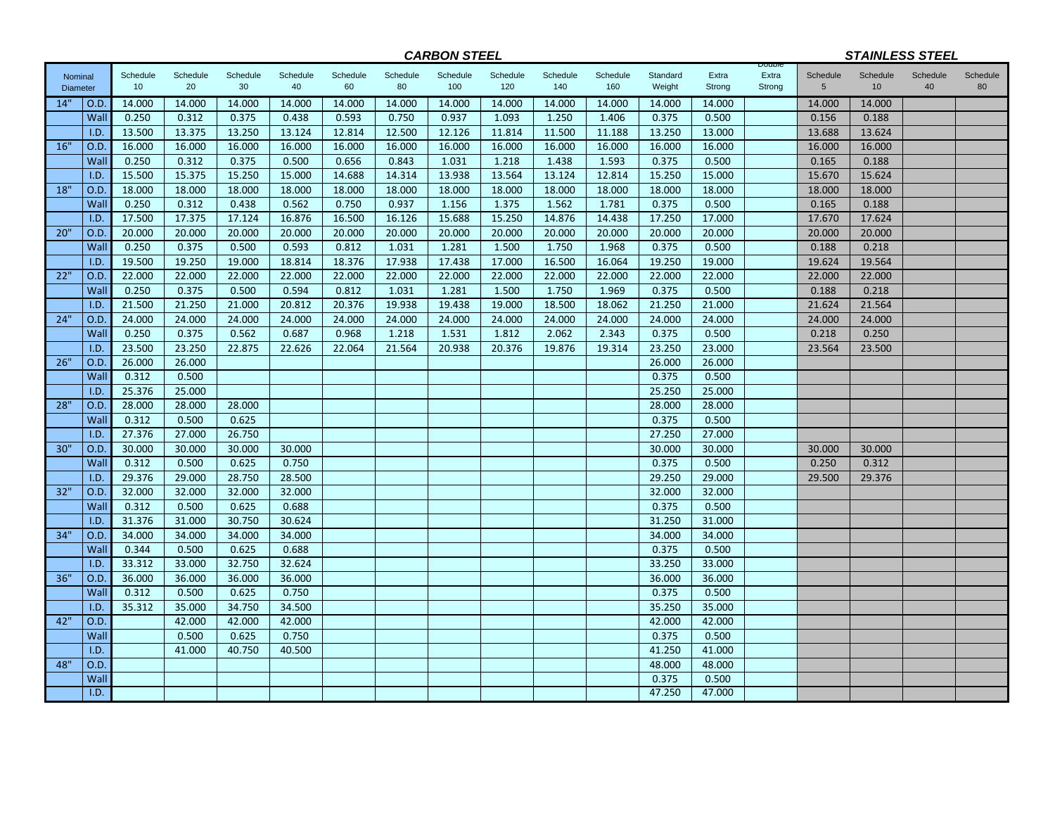| Nominal Diameter | | CARBON STEEL Schedule 10 | Schedule 20 | Schedule 30 | Schedule 40 | Schedule 60 | Schedule 80 | Schedule 100 | Schedule 120 | Schedule 140 | Schedule 160 | Standard Weight | Extra Strong | Double Extra Strong | STAINLESS STEEL Schedule 5 | Schedule 10 | Schedule 40 | Schedule 80 |
|---|---|---|---|---|---|---|---|---|---|---|---|---|---|---|---|---|---|---|
| 14" | O.D. | 14.000 | 14.000 | 14.000 | 14.000 | 14.000 | 14.000 | 14.000 | 14.000 | 14.000 | 14.000 | 14.000 | 14.000 | | 14.000 | 14.000 | | |
| | Wall | 0.250 | 0.312 | 0.375 | 0.438 | 0.593 | 0.750 | 0.937 | 1.093 | 1.250 | 1.406 | 0.375 | 0.500 | | 0.156 | 0.188 | | |
| | I.D. | 13.500 | 13.375 | 13.250 | 13.124 | 12.814 | 12.500 | 12.126 | 11.814 | 11.500 | 11.188 | 13.250 | 13.000 | | 13.688 | 13.624 | | |
| 16" | O.D. | 16.000 | 16.000 | 16.000 | 16.000 | 16.000 | 16.000 | 16.000 | 16.000 | 16.000 | 16.000 | 16.000 | 16.000 | | 16.000 | 16.000 | | |
| | Wall | 0.250 | 0.312 | 0.375 | 0.500 | 0.656 | 0.843 | 1.031 | 1.218 | 1.438 | 1.593 | 0.375 | 0.500 | | 0.165 | 0.188 | | |
| | I.D. | 15.500 | 15.375 | 15.250 | 15.000 | 14.688 | 14.314 | 13.938 | 13.564 | 13.124 | 12.814 | 15.250 | 15.000 | | 15.670 | 15.624 | | |
| 18" | O.D. | 18.000 | 18.000 | 18.000 | 18.000 | 18.000 | 18.000 | 18.000 | 18.000 | 18.000 | 18.000 | 18.000 | 18.000 | | 18.000 | 18.000 | | |
| | Wall | 0.250 | 0.312 | 0.438 | 0.562 | 0.750 | 0.937 | 1.156 | 1.375 | 1.562 | 1.781 | 0.375 | 0.500 | | 0.165 | 0.188 | | |
| | I.D. | 17.500 | 17.375 | 17.124 | 16.876 | 16.500 | 16.126 | 15.688 | 15.250 | 14.876 | 14.438 | 17.250 | 17.000 | | 17.670 | 17.624 | | |
| 20" | O.D. | 20.000 | 20.000 | 20.000 | 20.000 | 20.000 | 20.000 | 20.000 | 20.000 | 20.000 | 20.000 | 20.000 | 20.000 | | 20.000 | 20.000 | | |
| | Wall | 0.250 | 0.375 | 0.500 | 0.593 | 0.812 | 1.031 | 1.281 | 1.500 | 1.750 | 1.968 | 0.375 | 0.500 | | 0.188 | 0.218 | | |
| | I.D. | 19.500 | 19.250 | 19.000 | 18.814 | 18.376 | 17.938 | 17.438 | 17.000 | 16.500 | 16.064 | 19.250 | 19.000 | | 19.624 | 19.564 | | |
| 22" | O.D. | 22.000 | 22.000 | 22.000 | 22.000 | 22.000 | 22.000 | 22.000 | 22.000 | 22.000 | 22.000 | 22.000 | 22.000 | | 22.000 | 22.000 | | |
| | Wall | 0.250 | 0.375 | 0.500 | 0.594 | 0.812 | 1.031 | 1.281 | 1.500 | 1.750 | 1.969 | 0.375 | 0.500 | | 0.188 | 0.218 | | |
| | I.D. | 21.500 | 21.250 | 21.000 | 20.812 | 20.376 | 19.938 | 19.438 | 19.000 | 18.500 | 18.062 | 21.250 | 21.000 | | 21.624 | 21.564 | | |
| 24" | O.D. | 24.000 | 24.000 | 24.000 | 24.000 | 24.000 | 24.000 | 24.000 | 24.000 | 24.000 | 24.000 | 24.000 | 24.000 | | 24.000 | 24.000 | | |
| | Wall | 0.250 | 0.375 | 0.562 | 0.687 | 0.968 | 1.218 | 1.531 | 1.812 | 2.062 | 2.343 | 0.375 | 0.500 | | 0.218 | 0.250 | | |
| | I.D. | 23.500 | 23.250 | 22.875 | 22.626 | 22.064 | 21.564 | 20.938 | 20.376 | 19.876 | 19.314 | 23.250 | 23.000 | | 23.564 | 23.500 | | |
| 26" | O.D. | 26.000 | 26.000 | | | | | | | | | 26.000 | 26.000 | | | | | |
| | Wall | 0.312 | 0.500 | | | | | | | | | 0.375 | 0.500 | | | | | |
| | I.D. | 25.376 | 25.000 | | | | | | | | | 25.250 | 25.000 | | | | | |
| 28" | O.D. | 28.000 | 28.000 | 28.000 | | | | | | | | 28.000 | 28.000 | | | | | |
| | Wall | 0.312 | 0.500 | 0.625 | | | | | | | | 0.375 | 0.500 | | | | | |
| | I.D. | 27.376 | 27.000 | 26.750 | | | | | | | | 27.250 | 27.000 | | | | | |
| 30" | O.D. | 30.000 | 30.000 | 30.000 | 30.000 | | | | | | | 30.000 | 30.000 | | 30.000 | 30.000 | | |
| | Wall | 0.312 | 0.500 | 0.625 | 0.750 | | | | | | | 0.375 | 0.500 | | 0.250 | 0.312 | | |
| | I.D. | 29.376 | 29.000 | 28.750 | 28.500 | | | | | | | 29.250 | 29.000 | | 29.500 | 29.376 | | |
| 32" | O.D. | 32.000 | 32.000 | 32.000 | 32.000 | | | | | | | 32.000 | 32.000 | | | | | |
| | Wall | 0.312 | 0.500 | 0.625 | 0.688 | | | | | | | 0.375 | 0.500 | | | | | |
| | I.D. | 31.376 | 31.000 | 30.750 | 30.624 | | | | | | | 31.250 | 31.000 | | | | | |
| 34" | O.D. | 34.000 | 34.000 | 34.000 | 34.000 | | | | | | | 34.000 | 34.000 | | | | | |
| | Wall | 0.344 | 0.500 | 0.625 | 0.688 | | | | | | | 0.375 | 0.500 | | | | | |
| | I.D. | 33.312 | 33.000 | 32.750 | 32.624 | | | | | | | 33.250 | 33.000 | | | | | |
| 36" | O.D. | 36.000 | 36.000 | 36.000 | 36.000 | | | | | | | 36.000 | 36.000 | | | | | |
| | Wall | 0.312 | 0.500 | 0.625 | 0.750 | | | | | | | 0.375 | 0.500 | | | | | |
| | I.D. | 35.312 | 35.000 | 34.750 | 34.500 | | | | | | | 35.250 | 35.000 | | | | | |
| 42" | O.D. | | 42.000 | 42.000 | 42.000 | | | | | | | 42.000 | 42.000 | | | | | |
| | Wall | | 0.500 | 0.625 | 0.750 | | | | | | | 0.375 | 0.500 | | | | | |
| | I.D. | | 41.000 | 40.750 | 40.500 | | | | | | | 41.250 | 41.000 | | | | | |
| 48" | O.D. | | | | | | | | | | | 48.000 | 48.000 | | | | | |
| | Wall | | | | | | | | | | | 0.375 | 0.500 | | | | | |
| | I.D. | | | | | | | | | | | 47.250 | 47.000 | | | | | |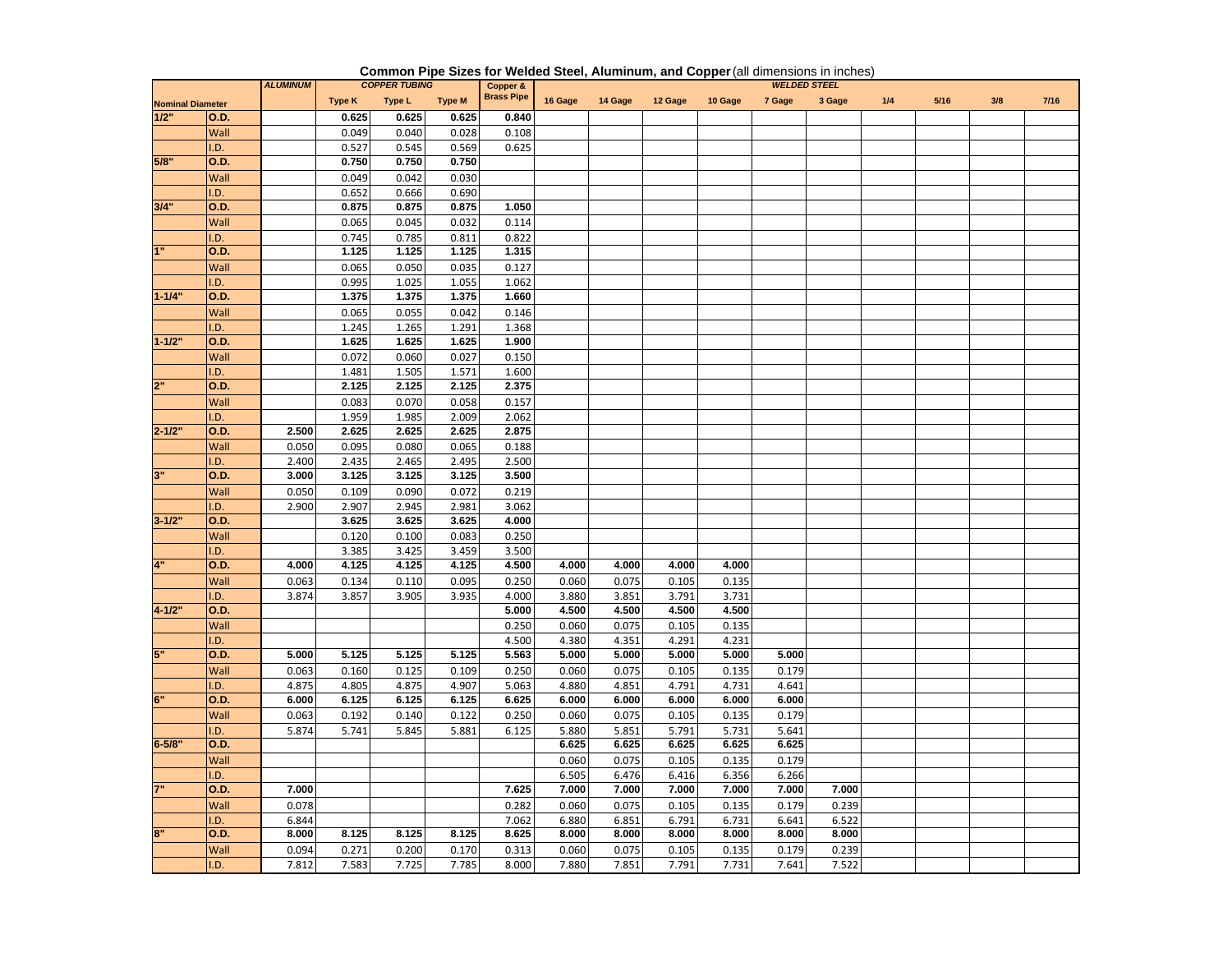**Common Pipe Sizes for Welded Steel, Aluminum, and Copper** (all dimensions in inches)

| | | ALUMINUM | COPPER TUBING | | | Copper & Brass Pipe | WELDED STEEL | | | | | | | | | |
|---|---|---|---|---|---|---|---|---|---|---|---|---|---|---|---|---|
| Nominal Diameter | | | Type K | Type L | Type M | | 16 Gage | 14 Gage | 12 Gage | 10 Gage | 7 Gage | 3 Gage | 1/4 | 5/16 | 3/8 | 7/16 |
| 1/2" | O.D. | | 0.625 | 0.625 | 0.625 | 0.840 | | | | | | | | | | |
| | Wall | | 0.049 | 0.040 | 0.028 | 0.108 | | | | | | | | | | |
| | I.D. | | 0.527 | 0.545 | 0.569 | 0.625 | | | | | | | | | | |
| 5/8" | O.D. | | 0.750 | 0.750 | 0.750 | | | | | | | | | | | |
| | Wall | | 0.049 | 0.042 | 0.030 | | | | | | | | | | | |
| | I.D. | | 0.652 | 0.666 | 0.690 | | | | | | | | | | | |
| 3/4" | O.D. | | 0.875 | 0.875 | 0.875 | 1.050 | | | | | | | | | | |
| | Wall | | 0.065 | 0.045 | 0.032 | 0.114 | | | | | | | | | | |
| | I.D. | | 0.745 | 0.785 | 0.811 | 0.822 | | | | | | | | | | |
| 1" | O.D. | | 1.125 | 1.125 | 1.125 | 1.315 | | | | | | | | | | |
| | Wall | | 0.065 | 0.050 | 0.035 | 0.127 | | | | | | | | | | |
| | I.D. | | 0.995 | 1.025 | 1.055 | 1.062 | | | | | | | | | | |
| 1-1/4" | O.D. | | 1.375 | 1.375 | 1.375 | 1.660 | | | | | | | | | | |
| | Wall | | 0.065 | 0.055 | 0.042 | 0.146 | | | | | | | | | | |
| | I.D. | | 1.245 | 1.265 | 1.291 | 1.368 | | | | | | | | | | |
| 1-1/2" | O.D. | | 1.625 | 1.625 | 1.625 | 1.900 | | | | | | | | | | |
| | Wall | | 0.072 | 0.060 | 0.027 | 0.150 | | | | | | | | | | |
| | I.D. | | 1.481 | 1.505 | 1.571 | 1.600 | | | | | | | | | | |
| 2" | O.D. | | 2.125 | 2.125 | 2.125 | 2.375 | | | | | | | | | | |
| | Wall | | 0.083 | 0.070 | 0.058 | 0.157 | | | | | | | | | | |
| | I.D. | | 1.959 | 1.985 | 2.009 | 2.062 | | | | | | | | | | |
| 2-1/2" | O.D. | 2.500 | 2.625 | 2.625 | 2.625 | 2.875 | | | | | | | | | | |
| | Wall | 0.050 | 0.095 | 0.080 | 0.065 | 0.188 | | | | | | | | | | |
| | I.D. | 2.400 | 2.435 | 2.465 | 2.495 | 2.500 | | | | | | | | | | |
| 3" | O.D. | 3.000 | 3.125 | 3.125 | 3.125 | 3.500 | | | | | | | | | | |
| | Wall | 0.050 | 0.109 | 0.090 | 0.072 | 0.219 | | | | | | | | | | |
| | I.D. | 2.900 | 2.907 | 2.945 | 2.981 | 3.062 | | | | | | | | | | |
| 3-1/2" | O.D. | | 3.625 | 3.625 | 3.625 | 4.000 | | | | | | | | | | |
| | Wall | | 0.120 | 0.100 | 0.083 | 0.250 | | | | | | | | | | |
| | I.D. | | 3.385 | 3.425 | 3.459 | 3.500 | | | | | | | | | | |
| 4" | O.D. | 4.000 | 4.125 | 4.125 | 4.125 | 4.500 | 4.000 | 4.000 | 4.000 | 4.000 | | | | | | |
| | Wall | 0.063 | 0.134 | 0.110 | 0.095 | 0.250 | 0.060 | 0.075 | 0.105 | 0.135 | | | | | | |
| | I.D. | 3.874 | 3.857 | 3.905 | 3.935 | 4.000 | 3.880 | 3.851 | 3.791 | 3.731 | | | | | | |
| 4-1/2" | O.D. | | | | | 5.000 | 4.500 | 4.500 | 4.500 | 4.500 | | | | | | |
| | Wall | | | | | 0.250 | 0.060 | 0.075 | 0.105 | 0.135 | | | | | | |
| | I.D. | | | | | 4.500 | 4.380 | 4.351 | 4.291 | 4.231 | | | | | | |
| 5" | O.D. | 5.000 | 5.125 | 5.125 | 5.125 | 5.563 | 5.000 | 5.000 | 5.000 | 5.000 | 5.000 | | | | | |
| | Wall | 0.063 | 0.160 | 0.125 | 0.109 | 0.250 | 0.060 | 0.075 | 0.105 | 0.135 | 0.179 | | | | | |
| | I.D. | 4.875 | 4.805 | 4.875 | 4.907 | 5.063 | 4.880 | 4.851 | 4.791 | 4.731 | 4.641 | | | | | |
| 6" | O.D. | 6.000 | 6.125 | 6.125 | 6.125 | 6.625 | 6.000 | 6.000 | 6.000 | 6.000 | 6.000 | | | | | |
| | Wall | 0.063 | 0.192 | 0.140 | 0.122 | 0.250 | 0.060 | 0.075 | 0.105 | 0.135 | 0.179 | | | | | |
| | I.D. | 5.874 | 5.741 | 5.845 | 5.881 | 6.125 | 5.880 | 5.851 | 5.791 | 5.731 | 5.641 | | | | | |
| 6-5/8" | O.D. | | | | | | 6.625 | 6.625 | 6.625 | 6.625 | 6.625 | | | | | |
| | Wall | | | | | | 0.060 | 0.075 | 0.105 | 0.135 | 0.179 | | | | | |
| | I.D. | | | | | | 6.505 | 6.476 | 6.416 | 6.356 | 6.266 | | | | | |
| 7" | O.D. | 7.000 | | | | 7.625 | 7.000 | 7.000 | 7.000 | 7.000 | 7.000 | 7.000 | | | | |
| | Wall | 0.078 | | | | 0.282 | 0.060 | 0.075 | 0.105 | 0.135 | 0.179 | 0.239 | | | | |
| | I.D. | 6.844 | | | | 7.062 | 6.880 | 6.851 | 6.791 | 6.731 | 6.641 | 6.522 | | | | |
| 8" | O.D. | 8.000 | 8.125 | 8.125 | 8.125 | 8.625 | 8.000 | 8.000 | 8.000 | 8.000 | 8.000 | 8.000 | | | | |
| | Wall | 0.094 | 0.271 | 0.200 | 0.170 | 0.313 | 0.060 | 0.075 | 0.105 | 0.135 | 0.179 | 0.239 | | | | |
| | I.D. | 7.812 | 7.583 | 7.725 | 7.785 | 8.000 | 7.880 | 7.851 | 7.791 | 7.731 | 7.641 | 7.522 | | | | |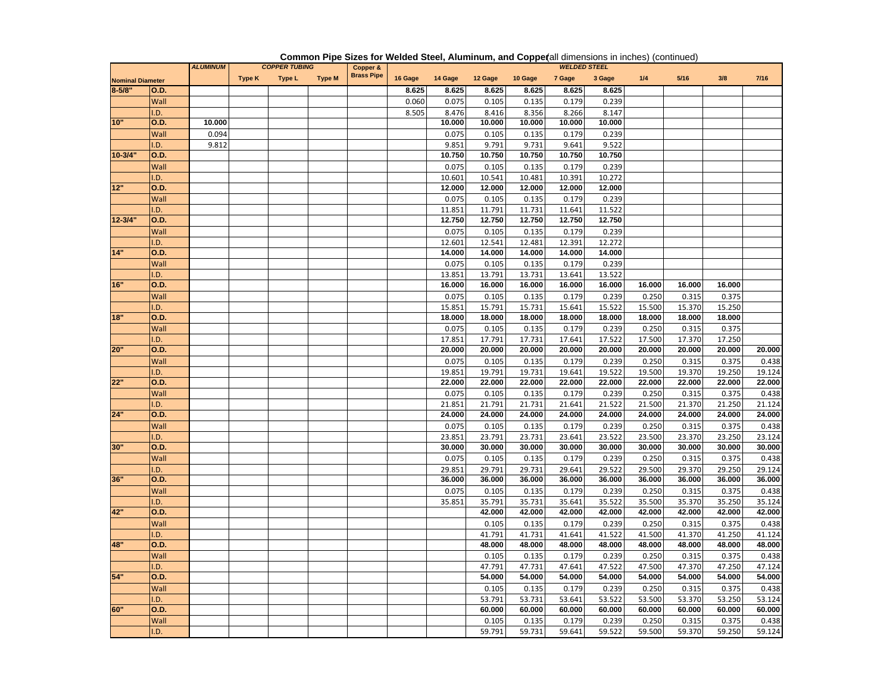**Common Pipe Sizes for Welded Steel, Aluminum, and Copper** (all dimensions in inches) (continued)

| Nominal Diameter | | ALUMINUM | COPPER TUBING | | | Copper & Brass Pipe | WELDED STEEL | | | | | | | | | |
|---|---|---|---|---|---|---|---|---|---|---|---|---|---|---|---|---|
| | | | Type K | Type L | Type M | | 16 Gage | 14 Gage | 12 Gage | 10 Gage | 7 Gage | 3 Gage | 1/4 | 5/16 | 3/8 | 7/16 |
| **8-5/8"** | **O.D.** | | | | | | **8.625** | **8.625** | **8.625** | **8.625** | **8.625** | **8.625** | | | | |
| | Wall | | | | | | 0.060 | 0.075 | 0.105 | 0.135 | 0.179 | 0.239 | | | | |
| | I.D. | | | | | | 8.505 | 8.476 | 8.416 | 8.356 | 8.266 | 8.147 | | | | |
| **10"** | **O.D.** | **10.000** | | | | | | **10.000** | **10.000** | **10.000** | **10.000** | **10.000** | | | | |
| | Wall | 0.094 | | | | | | 0.075 | 0.105 | 0.135 | 0.179 | 0.239 | | | | |
| | I.D. | 9.812 | | | | | | 9.851 | 9.791 | 9.731 | 9.641 | 9.522 | | | | |
| **10-3/4"** | **O.D.** | | | | | | | **10.750** | **10.750** | **10.750** | **10.750** | **10.750** | | | | |
| | Wall | | | | | | | 0.075 | 0.105 | 0.135 | 0.179 | 0.239 | | | | |
| | I.D. | | | | | | | 10.601 | 10.541 | 10.481 | 10.391 | 10.272 | | | | |
| **12"** | **O.D.** | | | | | | | **12.000** | **12.000** | **12.000** | **12.000** | **12.000** | | | | |
| | Wall | | | | | | | 0.075 | 0.105 | 0.135 | 0.179 | 0.239 | | | | |
| | I.D. | | | | | | | 11.851 | 11.791 | 11.731 | 11.641 | 11.522 | | | | |
| **12-3/4"** | **O.D.** | | | | | | | **12.750** | **12.750** | **12.750** | **12.750** | **12.750** | | | | |
| | Wall | | | | | | | 0.075 | 0.105 | 0.135 | 0.179 | 0.239 | | | | |
| | I.D. | | | | | | | 12.601 | 12.541 | 12.481 | 12.391 | 12.272 | | | | |
| **14"** | **O.D.** | | | | | | | **14.000** | **14.000** | **14.000** | **14.000** | **14.000** | | | | |
| | Wall | | | | | | | 0.075 | 0.105 | 0.135 | 0.179 | 0.239 | | | | |
| | I.D. | | | | | | | 13.851 | 13.791 | 13.731 | 13.641 | 13.522 | | | | |
| **16"** | **O.D.** | | | | | | | **16.000** | **16.000** | **16.000** | **16.000** | **16.000** | **16.000** | **16.000** | **16.000** | |
| | Wall | | | | | | | 0.075 | 0.105 | 0.135 | 0.179 | 0.239 | 0.250 | 0.315 | 0.375 | |
| | I.D. | | | | | | | 15.851 | 15.791 | 15.731 | 15.641 | 15.522 | 15.500 | 15.370 | 15.250 | |
| **18"** | **O.D.** | | | | | | | **18.000** | **18.000** | **18.000** | **18.000** | **18.000** | **18.000** | **18.000** | **18.000** | |
| | Wall | | | | | | | 0.075 | 0.105 | 0.135 | 0.179 | 0.239 | 0.250 | 0.315 | 0.375 | |
| | I.D. | | | | | | | 17.851 | 17.791 | 17.731 | 17.641 | 17.522 | 17.500 | 17.370 | 17.250 | |
| **20"** | **O.D.** | | | | | | | **20.000** | **20.000** | **20.000** | **20.000** | **20.000** | **20.000** | **20.000** | **20.000** | **20.000** |
| | Wall | | | | | | | 0.075 | 0.105 | 0.135 | 0.179 | 0.239 | 0.250 | 0.315 | 0.375 | 0.438 |
| | I.D. | | | | | | | 19.851 | 19.791 | 19.731 | 19.641 | 19.522 | 19.500 | 19.370 | 19.250 | 19.124 |
| **22"** | **O.D.** | | | | | | | **22.000** | **22.000** | **22.000** | **22.000** | **22.000** | **22.000** | **22.000** | **22.000** | **22.000** |
| | Wall | | | | | | | 0.075 | 0.105 | 0.135 | 0.179 | 0.239 | 0.250 | 0.315 | 0.375 | 0.438 |
| | I.D. | | | | | | | 21.851 | 21.791 | 21.731 | 21.641 | 21.522 | 21.500 | 21.370 | 21.250 | 21.124 |
| **24"** | **O.D.** | | | | | | | **24.000** | **24.000** | **24.000** | **24.000** | **24.000** | **24.000** | **24.000** | **24.000** | **24.000** |
| | Wall | | | | | | | 0.075 | 0.105 | 0.135 | 0.179 | 0.239 | 0.250 | 0.315 | 0.375 | 0.438 |
| | I.D. | | | | | | | 23.851 | 23.791 | 23.731 | 23.641 | 23.522 | 23.500 | 23.370 | 23.250 | 23.124 |
| **30"** | **O.D.** | | | | | | | **30.000** | **30.000** | **30.000** | **30.000** | **30.000** | **30.000** | **30.000** | **30.000** | **30.000** |
| | Wall | | | | | | | 0.075 | 0.105 | 0.135 | 0.179 | 0.239 | 0.250 | 0.315 | 0.375 | 0.438 |
| | I.D. | | | | | | | 29.851 | 29.791 | 29.731 | 29.641 | 29.522 | 29.500 | 29.370 | 29.250 | 29.124 |
| **36"** | **O.D.** | | | | | | | **36.000** | **36.000** | **36.000** | **36.000** | **36.000** | **36.000** | **36.000** | **36.000** | **36.000** |
| | Wall | | | | | | | 0.075 | 0.105 | 0.135 | 0.179 | 0.239 | 0.250 | 0.315 | 0.375 | 0.438 |
| | I.D. | | | | | | | 35.851 | 35.791 | 35.731 | 35.641 | 35.522 | 35.500 | 35.370 | 35.250 | 35.124 |
| **42"** | **O.D.** | | | | | | | | **42.000** | **42.000** | **42.000** | **42.000** | **42.000** | **42.000** | **42.000** | **42.000** |
| | Wall | | | | | | | | 0.105 | 0.135 | 0.179 | 0.239 | 0.250 | 0.315 | 0.375 | 0.438 |
| | I.D. | | | | | | | | 41.791 | 41.731 | 41.641 | 41.522 | 41.500 | 41.370 | 41.250 | 41.124 |
| **48"** | **O.D.** | | | | | | | | **48.000** | **48.000** | **48.000** | **48.000** | **48.000** | **48.000** | **48.000** | **48.000** |
| | Wall | | | | | | | | 0.105 | 0.135 | 0.179 | 0.239 | 0.250 | 0.315 | 0.375 | 0.438 |
| | I.D. | | | | | | | | 47.791 | 47.731 | 47.641 | 47.522 | 47.500 | 47.370 | 47.250 | 47.124 |
| **54"** | **O.D.** | | | | | | | | **54.000** | **54.000** | **54.000** | **54.000** | **54.000** | **54.000** | **54.000** | **54.000** |
| | Wall | | | | | | | | 0.105 | 0.135 | 0.179 | 0.239 | 0.250 | 0.315 | 0.375 | 0.438 |
| | I.D. | | | | | | | | 53.791 | 53.731 | 53.641 | 53.522 | 53.500 | 53.370 | 53.250 | 53.124 |
| **60"** | **O.D.** | | | | | | | | **60.000** | **60.000** | **60.000** | **60.000** | **60.000** | **60.000** | **60.000** | **60.000** |
| | Wall | | | | | | | | 0.105 | 0.135 | 0.179 | 0.239 | 0.250 | 0.315 | 0.375 | 0.438 |
| | I.D. | | | | | | | | 59.791 | 59.731 | 59.641 | 59.522 | 59.500 | 59.370 | 59.250 | 59.124 |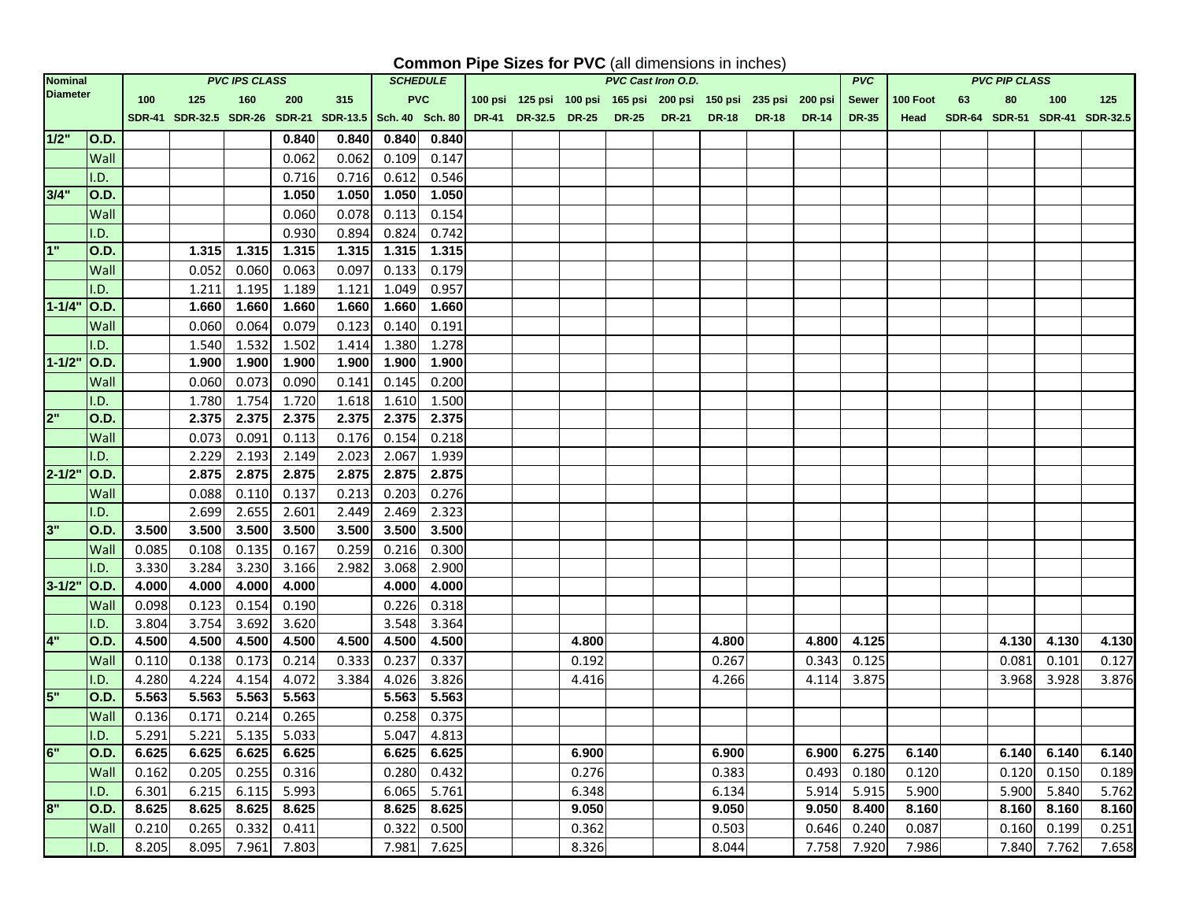## Common Pipe Sizes for PVC (all dimensions in inches)

| Nominal Diameter | | PVC IPS CLASS | | | | | SCHEDULE | | PVC Cast Iron O.D. | | | | | | | | PVC | PVC PIP CLASS | | | | |
|---|---|---|---|---|---|---|---|---|---|---|---|---|---|---|---|---|---|---|---|---|---|---|
| | | 100 | 125 | 160 | 200 | 315 | PVC | | 100 psi | 125 psi | 100 psi | 165 psi | 200 psi | 150 psi | 235 psi | 200 psi | Sewer | 100 Foot | 63 | 80 | 100 | 125 |
| | | SDR-41 | SDR-32.5 | SDR-26 | SDR-21 | SDR-13.5 | Sch. 40 | Sch. 80 | DR-41 | DR-32.5 | DR-25 | DR-25 | DR-21 | DR-18 | DR-18 | DR-14 | DR-35 | Head | SDR-64 | SDR-51 | SDR-41 | SDR-32.5 |
| **1/2"** | **O.D.** | | | | **0.840** | **0.840** | **0.840** | **0.840** | | | | | | | | | | | | | | |
| | Wall | | | | 0.062 | 0.062 | 0.109 | 0.147 | | | | | | | | | | | | | | |
| | I.D. | | | | 0.716 | 0.716 | 0.612 | 0.546 | | | | | | | | | | | | | | |
| **3/4"** | **O.D.** | | | | **1.050** | **1.050** | **1.050** | **1.050** | | | | | | | | | | | | | | |
| | Wall | | | | 0.060 | 0.078 | 0.113 | 0.154 | | | | | | | | | | | | | | |
| | I.D. | | | | 0.930 | 0.894 | 0.824 | 0.742 | | | | | | | | | | | | | | |
| **1"** | **O.D.** | | **1.315** | **1.315** | **1.315** | **1.315** | **1.315** | **1.315** | | | | | | | | | | | | | | |
| | Wall | | 0.052 | 0.060 | 0.063 | 0.097 | 0.133 | 0.179 | | | | | | | | | | | | | | |
| | I.D. | | 1.211 | 1.195 | 1.189 | 1.121 | 1.049 | 0.957 | | | | | | | | | | | | | | |
| **1-1/4"** | **O.D.** | | **1.660** | **1.660** | **1.660** | **1.660** | **1.660** | **1.660** | | | | | | | | | | | | | | |
| | Wall | | 0.060 | 0.064 | 0.079 | 0.123 | 0.140 | 0.191 | | | | | | | | | | | | | | |
| | I.D. | | 1.540 | 1.532 | 1.502 | 1.414 | 1.380 | 1.278 | | | | | | | | | | | | | | |
| **1-1/2"** | **O.D.** | | **1.900** | **1.900** | **1.900** | **1.900** | **1.900** | **1.900** | | | | | | | | | | | | | | |
| | Wall | | 0.060 | 0.073 | 0.090 | 0.141 | 0.145 | 0.200 | | | | | | | | | | | | | | |
| | I.D. | | 1.780 | 1.754 | 1.720 | 1.618 | 1.610 | 1.500 | | | | | | | | | | | | | | |
| **2"** | **O.D.** | | **2.375** | **2.375** | **2.375** | **2.375** | **2.375** | **2.375** | | | | | | | | | | | | | | |
| | Wall | | 0.073 | 0.091 | 0.113 | 0.176 | 0.154 | 0.218 | | | | | | | | | | | | | | |
| | I.D. | | 2.229 | 2.193 | 2.149 | 2.023 | 2.067 | 1.939 | | | | | | | | | | | | | | |
| **2-1/2"** | **O.D.** | | **2.875** | **2.875** | **2.875** | **2.875** | **2.875** | **2.875** | | | | | | | | | | | | | | |
| | Wall | | 0.088 | 0.110 | 0.137 | 0.213 | 0.203 | 0.276 | | | | | | | | | | | | | | |
| | I.D. | | 2.699 | 2.655 | 2.601 | 2.449 | 2.469 | 2.323 | | | | | | | | | | | | | | |
| **3"** | **O.D.** | **3.500** | **3.500** | **3.500** | **3.500** | **3.500** | **3.500** | **3.500** | | | | | | | | | | | | | | |
| | Wall | 0.085 | 0.108 | 0.135 | 0.167 | 0.259 | 0.216 | 0.300 | | | | | | | | | | | | | | |
| | I.D. | 3.330 | 3.284 | 3.230 | 3.166 | 2.982 | 3.068 | 2.900 | | | | | | | | | | | | | | |
| **3-1/2"** | **O.D.** | **4.000** | **4.000** | **4.000** | **4.000** | | **4.000** | **4.000** | | | | | | | | | | | | | | |
| | Wall | 0.098 | 0.123 | 0.154 | 0.190 | | 0.226 | 0.318 | | | | | | | | | | | | | | |
| | I.D. | 3.804 | 3.754 | 3.692 | 3.620 | | 3.548 | 3.364 | | | | | | | | | | | | | | |
| **4"** | **O.D.** | **4.500** | **4.500** | **4.500** | **4.500** | **4.500** | **4.500** | **4.500** | | | **4.800** | | | **4.800** | | **4.800** | **4.125** | | | **4.130** | **4.130** | **4.130** |
| | Wall | 0.110 | 0.138 | 0.173 | 0.214 | 0.333 | 0.237 | 0.337 | | | 0.192 | | | 0.267 | | 0.343 | 0.125 | | | 0.081 | 0.101 | 0.127 |
| | I.D. | 4.280 | 4.224 | 4.154 | 4.072 | 3.384 | 4.026 | 3.826 | | | 4.416 | | | 4.266 | | 4.114 | 3.875 | | | 3.968 | 3.928 | 3.876 |
| **5"** | **O.D.** | **5.563** | **5.563** | **5.563** | **5.563** | | **5.563** | **5.563** | | | | | | | | | | | | | | |
| | Wall | 0.136 | 0.171 | 0.214 | 0.265 | | 0.258 | 0.375 | | | | | | | | | | | | | | |
| | I.D. | 5.291 | 5.221 | 5.135 | 5.033 | | 5.047 | 4.813 | | | | | | | | | | | | | | |
| **6"** | **O.D.** | **6.625** | **6.625** | **6.625** | **6.625** | | **6.625** | **6.625** | | | **6.900** | | | **6.900** | | **6.900** | **6.275** | **6.140** | | **6.140** | **6.140** | **6.140** |
| | Wall | 0.162 | 0.205 | 0.255 | 0.316 | | 0.280 | 0.432 | | | 0.276 | | | 0.383 | | 0.493 | 0.180 | 0.120 | | 0.120 | 0.150 | 0.189 |
| | I.D. | 6.301 | 6.215 | 6.115 | 5.993 | | 6.065 | 5.761 | | | 6.348 | | | 6.134 | | 5.914 | 5.915 | 5.900 | | 5.900 | 5.840 | 5.762 |
| **8"** | **O.D.** | **8.625** | **8.625** | **8.625** | **8.625** | | **8.625** | **8.625** | | | **9.050** | | | **9.050** | | **9.050** | **8.400** | **8.160** | | **8.160** | **8.160** | **8.160** |
| | Wall | 0.210 | 0.265 | 0.332 | 0.411 | | 0.322 | 0.500 | | | 0.362 | | | 0.503 | | 0.646 | 0.240 | 0.087 | | 0.160 | 0.199 | 0.251 |
| | I.D. | 8.205 | 8.095 | 7.961 | 7.803 | | 7.981 | 7.625 | | | 8.326 | | | 8.044 | | 7.758 | 7.920 | 7.986 | | 7.840 | 7.762 | 7.658 |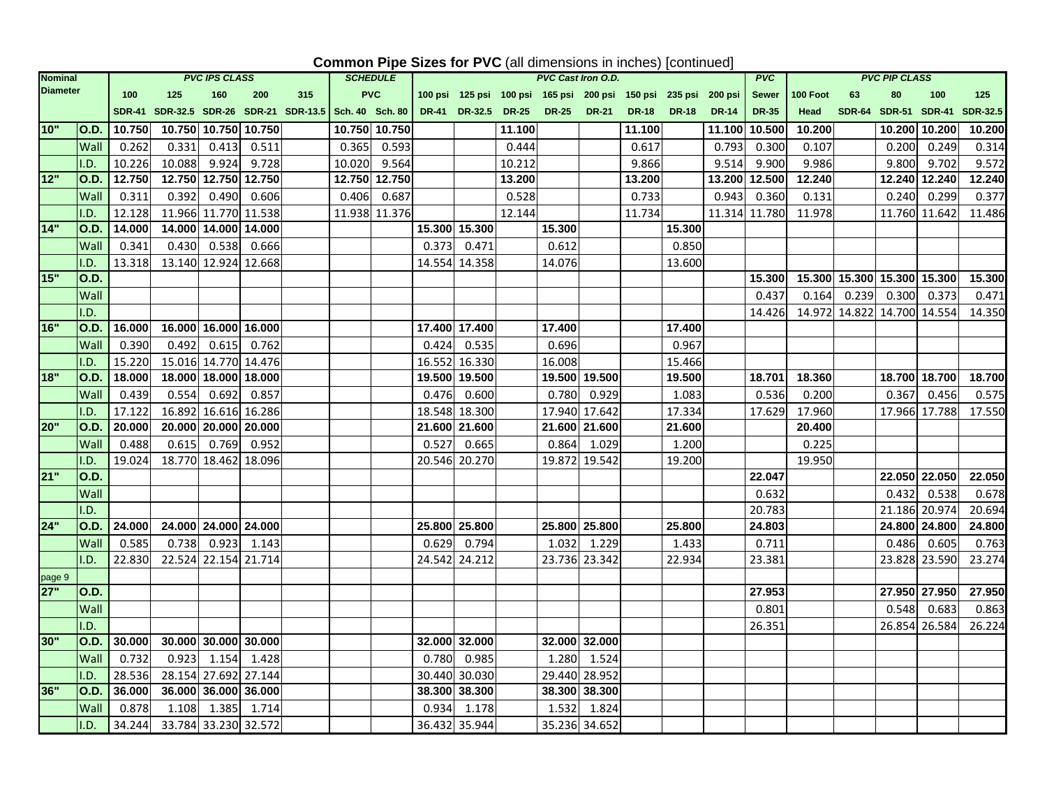# **Common Pipe Sizes for PVC** (all dimensions in inches) [continued]

| Nominal Diameter | | *PVC IPS CLASS* | | | | | *SCHEDULE* | | *PVC Cast Iron O.D.* | | | | | | | | *PVC* | *PVC PIP CLASS* | | | | |
|---|---|---|---|---|---|---|---|---|---|---|---|---|---|---|---|---|---|---|---|---|---|---|
| | | 100 | 125 | 160 | 200 | 315 | PVC | | 100 psi | 125 psi | 100 psi | 165 psi | 200 psi | 150 psi | 235 psi | 200 psi | Sewer | 100 Foot | 63 | 80 | 100 | 125 |
| | | SDR-41 | SDR-32.5 | SDR-26 | SDR-21 | SDR-13.5 | Sch. 40 | Sch. 80 | DR-41 | DR-32.5 | DR-25 | DR-25 | DR-21 | DR-18 | DR-18 | DR-14 | DR-35 | Head | SDR-64 | SDR-51 | SDR-41 | SDR-32.5 |
| **10"** | **O.D.** | **10.750** | **10.750** | **10.750** | **10.750** | | **10.750** | **10.750** | | | **11.100** | | | **11.100** | | **11.100** | **10.500** | **10.200** | | **10.200** | **10.200** | **10.200** |
| | Wall | 0.262 | 0.331 | 0.413 | 0.511 | | 0.365 | 0.593 | | | 0.444 | | | 0.617 | | 0.793 | 0.300 | 0.107 | | 0.200 | 0.249 | 0.314 |
| | I.D. | 10.226 | 10.088 | 9.924 | 9.728 | | 10.020 | 9.564 | | | 10.212 | | | 9.866 | | 9.514 | 9.900 | 9.986 | | 9.800 | 9.702 | 9.572 |
| **12"** | **O.D.** | **12.750** | **12.750** | **12.750** | **12.750** | | **12.750** | **12.750** | | | **13.200** | | | **13.200** | | **13.200** | **12.500** | **12.240** | | **12.240** | **12.240** | **12.240** |
| | Wall | 0.311 | 0.392 | 0.490 | 0.606 | | 0.406 | 0.687 | | | 0.528 | | | 0.733 | | 0.943 | 0.360 | 0.131 | | 0.240 | 0.299 | 0.377 |
| | I.D. | 12.128 | 11.966 | 11.770 | 11.538 | | 11.938 | 11.376 | | | 12.144 | | | 11.734 | | 11.314 | 11.780 | 11.978 | | 11.760 | 11.642 | 11.486 |
| **14"** | **O.D.** | **14.000** | **14.000** | **14.000** | **14.000** | | | | **15.300** | **15.300** | | **15.300** | | | **15.300** | | | | | | | |
| | Wall | 0.341 | 0.430 | 0.538 | 0.666 | | | | 0.373 | 0.471 | | 0.612 | | | 0.850 | | | | | | | |
| | I.D. | 13.318 | 13.140 | 12.924 | 12.668 | | | | 14.554 | 14.358 | | 14.076 | | | 13.600 | | | | | | | |
| **15"** | **O.D.** | | | | | | | | | | | | | | | | **15.300** | **15.300** | **15.300** | **15.300** | **15.300** | **15.300** |
| | Wall | | | | | | | | | | | | | | | | 0.437 | 0.164 | 0.239 | 0.300 | 0.373 | 0.471 |
| | I.D. | | | | | | | | | | | | | | | | 14.426 | 14.972 | 14.822 | 14.700 | 14.554 | 14.350 |
| **16"** | **O.D.** | **16.000** | **16.000** | **16.000** | **16.000** | | | | **17.400** | **17.400** | | **17.400** | | | **17.400** | | | | | | | |
| | Wall | 0.390 | 0.492 | 0.615 | 0.762 | | | | 0.424 | 0.535 | | 0.696 | | | 0.967 | | | | | | | |
| | I.D. | 15.220 | 15.016 | 14.770 | 14.476 | | | | 16.552 | 16.330 | | 16.008 | | | 15.466 | | | | | | | |
| **18"** | **O.D.** | **18.000** | **18.000** | **18.000** | **18.000** | | | | **19.500** | **19.500** | | **19.500** | **19.500** | | **19.500** | | **18.701** | **18.360** | | **18.700** | **18.700** | **18.700** |
| | Wall | 0.439 | 0.554 | 0.692 | 0.857 | | | | 0.476 | 0.600 | | 0.780 | 0.929 | | 1.083 | | 0.536 | 0.200 | | 0.367 | 0.456 | 0.575 |
| | I.D. | 17.122 | 16.892 | 16.616 | 16.286 | | | | 18.548 | 18.300 | | 17.940 | 17.642 | | 17.334 | | 17.629 | 17.960 | | 17.966 | 17.788 | 17.550 |
| **20"** | **O.D.** | **20.000** | **20.000** | **20.000** | **20.000** | | | | **21.600** | **21.600** | | **21.600** | **21.600** | | **21.600** | | | **20.400** | | | | |
| | Wall | 0.488 | 0.615 | 0.769 | 0.952 | | | | 0.527 | 0.665 | | 0.864 | 1.029 | | 1.200 | | | 0.225 | | | | |
| | I.D. | 19.024 | 18.770 | 18.462 | 18.096 | | | | 20.546 | 20.270 | | 19.872 | 19.542 | | 19.200 | | | 19.950 | | | | |
| **21"** | **O.D.** | | | | | | | | | | | | | | | | **22.047** | | | **22.050** | **22.050** | **22.050** |
| | Wall | | | | | | | | | | | | | | | | 0.632 | | | 0.432 | 0.538 | 0.678 |
| | I.D. | | | | | | | | | | | | | | | | 20.783 | | | 21.186 | 20.974 | 20.694 |
| **24"** | **O.D.** | **24.000** | **24.000** | **24.000** | **24.000** | | | | **25.800** | **25.800** | | **25.800** | **25.800** | | **25.800** | | **24.803** | | | **24.800** | **24.800** | **24.800** |
| | Wall | 0.585 | 0.738 | 0.923 | 1.143 | | | | 0.629 | 0.794 | | 1.032 | 1.229 | | 1.433 | | 0.711 | | | 0.486 | 0.605 | 0.763 |
| | I.D. | 22.830 | 22.524 | 22.154 | 21.714 | | | | 24.542 | 24.212 | | 23.736 | 23.342 | | 22.934 | | 23.381 | | | 23.828 | 23.590 | 23.274 |
| **27"** | **O.D.** | | | | | | | | | | | | | | | | **27.953** | | | **27.950** | **27.950** | **27.950** |
| | Wall | | | | | | | | | | | | | | | | 0.801 | | | 0.548 | 0.683 | 0.863 |
| | I.D. | | | | | | | | | | | | | | | | 26.351 | | | 26.854 | 26.584 | 26.224 |
| **30"** | **O.D.** | **30.000** | **30.000** | **30.000** | **30.000** | | | | **32.000** | **32.000** | | **32.000** | **32.000** | | | | | | | | | |
| | Wall | 0.732 | 0.923 | 1.154 | 1.428 | | | | 0.780 | 0.985 | | 1.280 | 1.524 | | | | | | | | | |
| | I.D. | 28.536 | 28.154 | 27.692 | 27.144 | | | | 30.440 | 30.030 | | 29.440 | 28.952 | | | | | | | | | |
| **36"** | **O.D.** | **36.000** | **36.000** | **36.000** | **36.000** | | | | **38.300** | **38.300** | | **38.300** | **38.300** | | | | | | | | | |
| | Wall | 0.878 | 1.108 | 1.385 | 1.714 | | | | 0.934 | 1.178 | | 1.532 | 1.824 | | | | | | | | | |
| | I.D. | 34.244 | 33.784 | 33.230 | 32.572 | | | | 36.432 | 35.944 | | 35.236 | 34.652 | | | | | | | | | |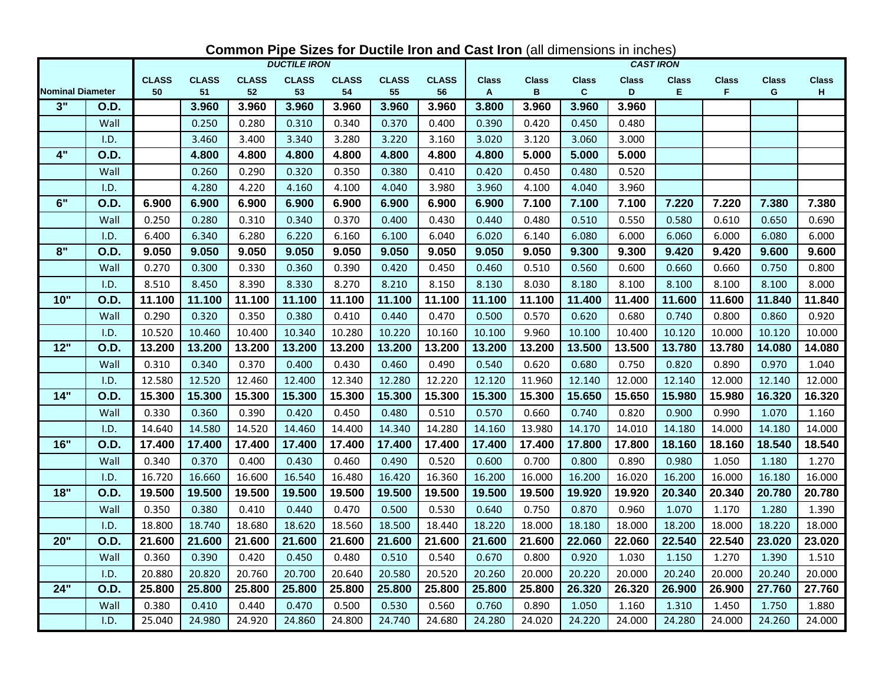**Common Pipe Sizes for Ductile Iron and Cast Iron** (all dimensions in inches)

| Nominal Diameter | | DUCTILE IRON | | | | | | | CAST IRON | | | | | | | |
|---|---|---|---|---|---|---|---|---|---|---|---|---|---|---|---|---|
| | | CLASS 50 | CLASS 51 | CLASS 52 | CLASS 53 | CLASS 54 | CLASS 55 | CLASS 56 | Class A | Class B | Class C | Class D | Class E | Class F | Class G | Class H |
| **3"** | **O.D.** | | **3.960** | **3.960** | **3.960** | **3.960** | **3.960** | **3.960** | **3.800** | **3.960** | **3.960** | **3.960** | | | | |
| | Wall | | 0.250 | 0.280 | 0.310 | 0.340 | 0.370 | 0.400 | 0.390 | 0.420 | 0.450 | 0.480 | | | | |
| | I.D. | | 3.460 | 3.400 | 3.340 | 3.280 | 3.220 | 3.160 | 3.020 | 3.120 | 3.060 | 3.000 | | | | |
| **4"** | **O.D.** | | **4.800** | **4.800** | **4.800** | **4.800** | **4.800** | **4.800** | **4.800** | **5.000** | **5.000** | **5.000** | | | | |
| | Wall | | 0.260 | 0.290 | 0.320 | 0.350 | 0.380 | 0.410 | 0.420 | 0.450 | 0.480 | 0.520 | | | | |
| | I.D. | | 4.280 | 4.220 | 4.160 | 4.100 | 4.040 | 3.980 | 3.960 | 4.100 | 4.040 | 3.960 | | | | |
| **6"** | **O.D.** | **6.900** | **6.900** | **6.900** | **6.900** | **6.900** | **6.900** | **6.900** | **6.900** | **7.100** | **7.100** | **7.100** | **7.220** | **7.220** | **7.380** | **7.380** |
| | Wall | 0.250 | 0.280 | 0.310 | 0.340 | 0.370 | 0.400 | 0.430 | 0.440 | 0.480 | 0.510 | 0.550 | 0.580 | 0.610 | 0.650 | 0.690 |
| | I.D. | 6.400 | 6.340 | 6.280 | 6.220 | 6.160 | 6.100 | 6.040 | 6.020 | 6.140 | 6.080 | 6.000 | 6.060 | 6.000 | 6.080 | 6.000 |
| **8"** | **O.D.** | **9.050** | **9.050** | **9.050** | **9.050** | **9.050** | **9.050** | **9.050** | **9.050** | **9.050** | **9.300** | **9.300** | **9.420** | **9.420** | **9.600** | **9.600** |
| | Wall | 0.270 | 0.300 | 0.330 | 0.360 | 0.390 | 0.420 | 0.450 | 0.460 | 0.510 | 0.560 | 0.600 | 0.660 | 0.660 | 0.750 | 0.800 |
| | I.D. | 8.510 | 8.450 | 8.390 | 8.330 | 8.270 | 8.210 | 8.150 | 8.130 | 8.030 | 8.180 | 8.100 | 8.100 | 8.100 | 8.100 | 8.000 |
| **10"** | **O.D.** | **11.100** | **11.100** | **11.100** | **11.100** | **11.100** | **11.100** | **11.100** | **11.100** | **11.100** | **11.400** | **11.400** | **11.600** | **11.600** | **11.840** | **11.840** |
| | Wall | 0.290 | 0.320 | 0.350 | 0.380 | 0.410 | 0.440 | 0.470 | 0.500 | 0.570 | 0.620 | 0.680 | 0.740 | 0.800 | 0.860 | 0.920 |
| | I.D. | 10.520 | 10.460 | 10.400 | 10.340 | 10.280 | 10.220 | 10.160 | 10.100 | 9.960 | 10.100 | 10.400 | 10.120 | 10.000 | 10.120 | 10.000 |
| **12"** | **O.D.** | **13.200** | **13.200** | **13.200** | **13.200** | **13.200** | **13.200** | **13.200** | **13.200** | **13.200** | **13.500** | **13.500** | **13.780** | **13.780** | **14.080** | **14.080** |
| | Wall | 0.310 | 0.340 | 0.370 | 0.400 | 0.430 | 0.460 | 0.490 | 0.540 | 0.620 | 0.680 | 0.750 | 0.820 | 0.890 | 0.970 | 1.040 |
| | I.D. | 12.580 | 12.520 | 12.460 | 12.400 | 12.340 | 12.280 | 12.220 | 12.120 | 11.960 | 12.140 | 12.000 | 12.140 | 12.000 | 12.140 | 12.000 |
| **14"** | **O.D.** | **15.300** | **15.300** | **15.300** | **15.300** | **15.300** | **15.300** | **15.300** | **15.300** | **15.300** | **15.650** | **15.650** | **15.980** | **15.980** | **16.320** | **16.320** |
| | Wall | 0.330 | 0.360 | 0.390 | 0.420 | 0.450 | 0.480 | 0.510 | 0.570 | 0.660 | 0.740 | 0.820 | 0.900 | 0.990 | 1.070 | 1.160 |
| | I.D. | 14.640 | 14.580 | 14.520 | 14.460 | 14.400 | 14.340 | 14.280 | 14.160 | 13.980 | 14.170 | 14.010 | 14.180 | 14.000 | 14.180 | 14.000 |
| **16"** | **O.D.** | **17.400** | **17.400** | **17.400** | **17.400** | **17.400** | **17.400** | **17.400** | **17.400** | **17.400** | **17.800** | **17.800** | **18.160** | **18.160** | **18.540** | **18.540** |
| | Wall | 0.340 | 0.370 | 0.400 | 0.430 | 0.460 | 0.490 | 0.520 | 0.600 | 0.700 | 0.800 | 0.890 | 0.980 | 1.050 | 1.180 | 1.270 |
| | I.D. | 16.720 | 16.660 | 16.600 | 16.540 | 16.480 | 16.420 | 16.360 | 16.200 | 16.000 | 16.200 | 16.020 | 16.200 | 16.000 | 16.180 | 16.000 |
| **18"** | **O.D.** | **19.500** | **19.500** | **19.500** | **19.500** | **19.500** | **19.500** | **19.500** | **19.500** | **19.500** | **19.920** | **19.920** | **20.340** | **20.340** | **20.780** | **20.780** |
| | Wall | 0.350 | 0.380 | 0.410 | 0.440 | 0.470 | 0.500 | 0.530 | 0.640 | 0.750 | 0.870 | 0.960 | 1.070 | 1.170 | 1.280 | 1.390 |
| | I.D. | 18.800 | 18.740 | 18.680 | 18.620 | 18.560 | 18.500 | 18.440 | 18.220 | 18.000 | 18.180 | 18.000 | 18.200 | 18.000 | 18.220 | 18.000 |
| **20"** | **O.D.** | **21.600** | **21.600** | **21.600** | **21.600** | **21.600** | **21.600** | **21.600** | **21.600** | **21.600** | **22.060** | **22.060** | **22.540** | **22.540** | **23.020** | **23.020** |
| | Wall | 0.360 | 0.390 | 0.420 | 0.450 | 0.480 | 0.510 | 0.540 | 0.670 | 0.800 | 0.920 | 1.030 | 1.150 | 1.270 | 1.390 | 1.510 |
| | I.D. | 20.880 | 20.820 | 20.760 | 20.700 | 20.640 | 20.580 | 20.520 | 20.260 | 20.000 | 20.220 | 20.000 | 20.240 | 20.000 | 20.240 | 20.000 |
| **24"** | **O.D.** | **25.800** | **25.800** | **25.800** | **25.800** | **25.800** | **25.800** | **25.800** | **25.800** | **25.800** | **26.320** | **26.320** | **26.900** | **26.900** | **27.760** | **27.760** |
| | Wall | 0.380 | 0.410 | 0.440 | 0.470 | 0.500 | 0.530 | 0.560 | 0.760 | 0.890 | 1.050 | 1.160 | 1.310 | 1.450 | 1.750 | 1.880 |
| | I.D. | 25.040 | 24.980 | 24.920 | 24.860 | 24.800 | 24.740 | 24.680 | 24.280 | 24.020 | 24.220 | 24.000 | 24.280 | 24.000 | 24.260 | 24.000 |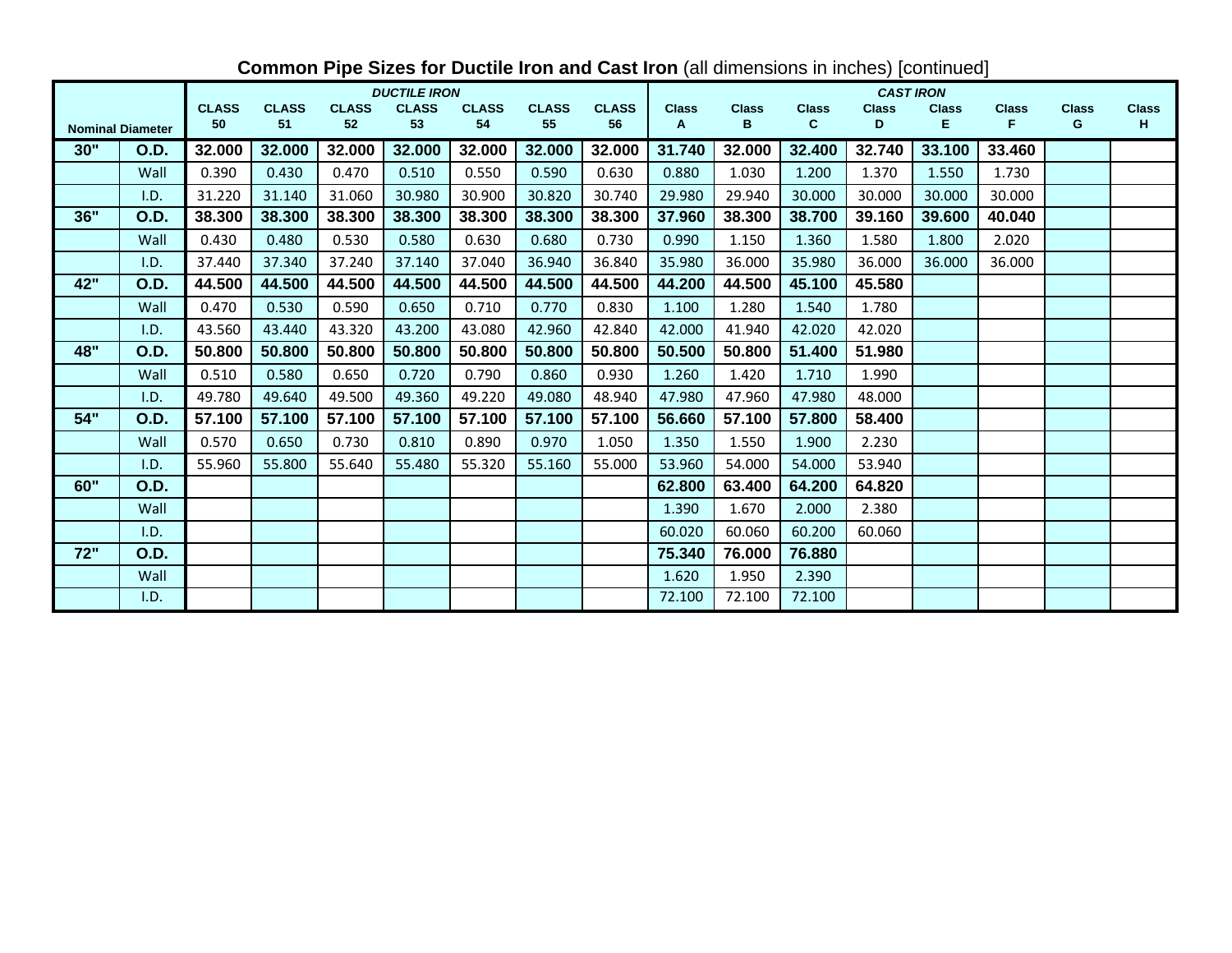**Common Pipe Sizes for Ductile Iron and Cast Iron** (all dimensions in inches) [continued]

| Nominal Diameter | | *DUCTILE IRON* | | | | | | | *CAST IRON* | | | | | | | |
|---|---|---|---|---|---|---|---|---|---|---|---|---|---|---|---|---|
| | | **CLASS 50** | **CLASS 51** | **CLASS 52** | **CLASS 53** | **CLASS 54** | **CLASS 55** | **CLASS 56** | **Class A** | **Class B** | **Class C** | **Class D** | **Class E** | **Class F** | **Class G** | **Class H** |
| **30"** | **O.D.** | **32.000** | **32.000** | **32.000** | **32.000** | **32.000** | **32.000** | **32.000** | **31.740** | **32.000** | **32.400** | **32.740** | **33.100** | **33.460** | | |
| | Wall | 0.390 | 0.430 | 0.470 | 0.510 | 0.550 | 0.590 | 0.630 | 0.880 | 1.030 | 1.200 | 1.370 | 1.550 | 1.730 | | |
| | I.D. | 31.220 | 31.140 | 31.060 | 30.980 | 30.900 | 30.820 | 30.740 | 29.980 | 29.940 | 30.000 | 30.000 | 30.000 | 30.000 | | |
| **36"** | **O.D.** | **38.300** | **38.300** | **38.300** | **38.300** | **38.300** | **38.300** | **38.300** | **37.960** | **38.300** | **38.700** | **39.160** | **39.600** | **40.040** | | |
| | Wall | 0.430 | 0.480 | 0.530 | 0.580 | 0.630 | 0.680 | 0.730 | 0.990 | 1.150 | 1.360 | 1.580 | 1.800 | 2.020 | | |
| | I.D. | 37.440 | 37.340 | 37.240 | 37.140 | 37.040 | 36.940 | 36.840 | 35.980 | 36.000 | 35.980 | 36.000 | 36.000 | 36.000 | | |
| **42"** | **O.D.** | **44.500** | **44.500** | **44.500** | **44.500** | **44.500** | **44.500** | **44.500** | **44.200** | **44.500** | **45.100** | **45.580** | | | | |
| | Wall | 0.470 | 0.530 | 0.590 | 0.650 | 0.710 | 0.770 | 0.830 | 1.100 | 1.280 | 1.540 | 1.780 | | | | |
| | I.D. | 43.560 | 43.440 | 43.320 | 43.200 | 43.080 | 42.960 | 42.840 | 42.000 | 41.940 | 42.020 | 42.020 | | | | |
| **48"** | **O.D.** | **50.800** | **50.800** | **50.800** | **50.800** | **50.800** | **50.800** | **50.800** | **50.500** | **50.800** | **51.400** | **51.980** | | | | |
| | Wall | 0.510 | 0.580 | 0.650 | 0.720 | 0.790 | 0.860 | 0.930 | 1.260 | 1.420 | 1.710 | 1.990 | | | | |
| | I.D. | 49.780 | 49.640 | 49.500 | 49.360 | 49.220 | 49.080 | 48.940 | 47.980 | 47.960 | 47.980 | 48.000 | | | | |
| **54"** | **O.D.** | **57.100** | **57.100** | **57.100** | **57.100** | **57.100** | **57.100** | **57.100** | **56.660** | **57.100** | **57.800** | **58.400** | | | | |
| | Wall | 0.570 | 0.650 | 0.730 | 0.810 | 0.890 | 0.970 | 1.050 | 1.350 | 1.550 | 1.900 | 2.230 | | | | |
| | I.D. | 55.960 | 55.800 | 55.640 | 55.480 | 55.320 | 55.160 | 55.000 | 53.960 | 54.000 | 54.000 | 53.940 | | | | |
| **60"** | **O.D.** | | | | | | | | **62.800** | **63.400** | **64.200** | **64.820** | | | | |
| | Wall | | | | | | | | 1.390 | 1.670 | 2.000 | 2.380 | | | | |
| | I.D. | | | | | | | | 60.020 | 60.060 | 60.200 | 60.060 | | | | |
| **72"** | **O.D.** | | | | | | | | **75.340** | **76.000** | **76.880** | | | | | |
| | Wall | | | | | | | | 1.620 | 1.950 | 2.390 | | | | | |
| | I.D. | | | | | | | | 72.100 | 72.100 | 72.100 | | | | | |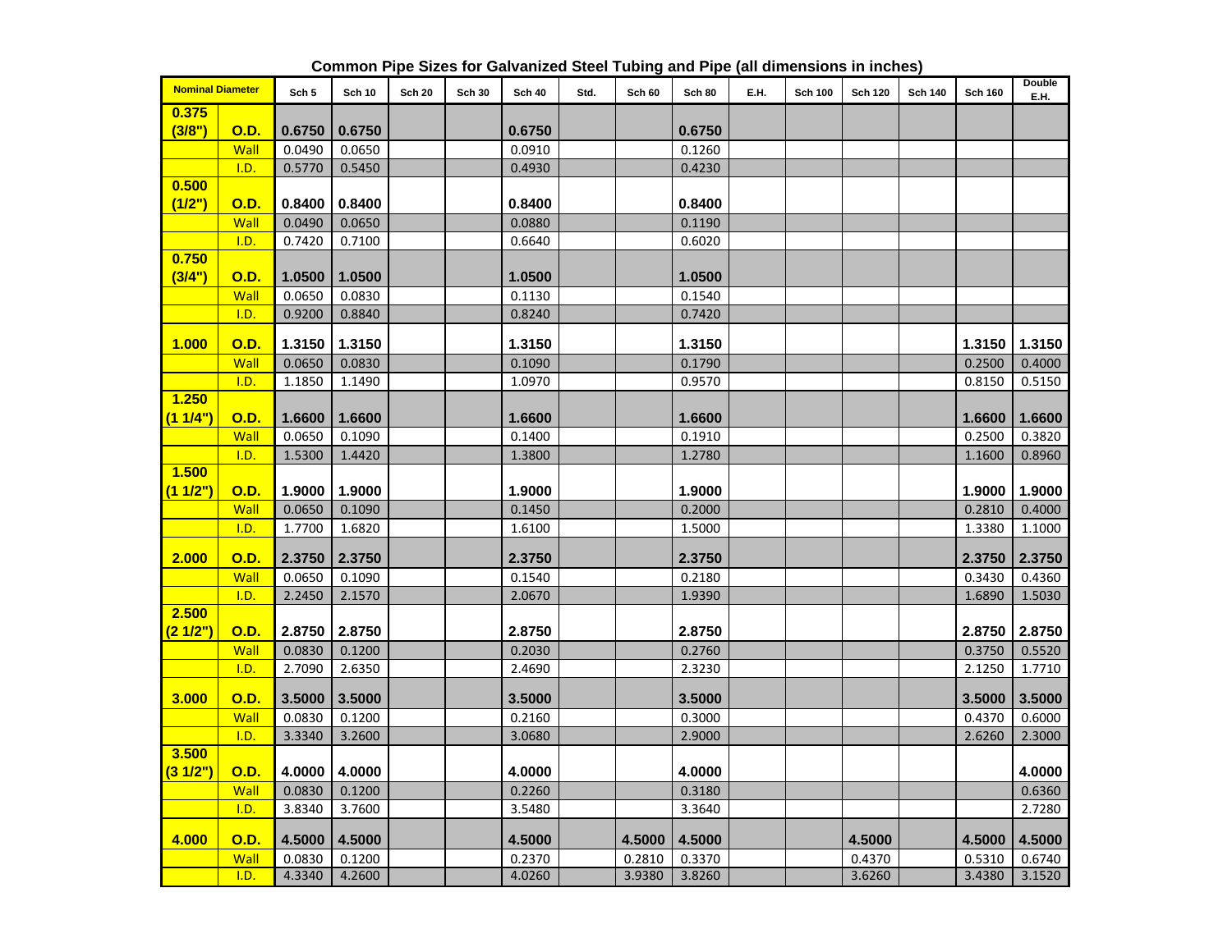## Common Pipe Sizes for Galvanized Steel Tubing and Pipe (all dimensions in inches)

| Nominal Diameter | | Sch 5 | Sch 10 | Sch 20 | Sch 30 | Sch 40 | Std. | Sch 60 | Sch 80 | E.H. | Sch 100 | Sch 120 | Sch 140 | Sch 160 | Double E.H. |
|---|---|---|---|---|---|---|---|---|---|---|---|---|---|---|---|
| **0.375 (3/8")** | **O.D.** | **0.6750** | **0.6750** | | | **0.6750** | | | **0.6750** | | | | | | |
| | Wall | 0.0490 | 0.0650 | | | 0.0910 | | | 0.1260 | | | | | | |
| | I.D. | 0.5770 | 0.5450 | | | 0.4930 | | | 0.4230 | | | | | | |
| **0.500 (1/2")** | **O.D.** | **0.8400** | **0.8400** | | | **0.8400** | | | **0.8400** | | | | | | |
| | Wall | 0.0490 | 0.0650 | | | 0.0880 | | | 0.1190 | | | | | | |
| | I.D. | 0.7420 | 0.7100 | | | 0.6640 | | | 0.6020 | | | | | | |
| **0.750 (3/4")** | **O.D.** | **1.0500** | **1.0500** | | | **1.0500** | | | **1.0500** | | | | | | |
| | Wall | 0.0650 | 0.0830 | | | 0.1130 | | | 0.1540 | | | | | | |
| | I.D. | 0.9200 | 0.8840 | | | 0.8240 | | | 0.7420 | | | | | | |
| **1.000** | **O.D.** | **1.3150** | **1.3150** | | | **1.3150** | | | **1.3150** | | | | | **1.3150** | **1.3150** |
| | Wall | 0.0650 | 0.0830 | | | 0.1090 | | | 0.1790 | | | | | 0.2500 | 0.4000 |
| | I.D. | 1.1850 | 1.1490 | | | 1.0970 | | | 0.9570 | | | | | 0.8150 | 0.5150 |
| **1.250 (1 1/4")** | **O.D.** | **1.6600** | **1.6600** | | | **1.6600** | | | **1.6600** | | | | | **1.6600** | **1.6600** |
| | Wall | 0.0650 | 0.1090 | | | 0.1400 | | | 0.1910 | | | | | 0.2500 | 0.3820 |
| | I.D. | 1.5300 | 1.4420 | | | 1.3800 | | | 1.2780 | | | | | 1.1600 | 0.8960 |
| **1.500 (1 1/2")** | **O.D.** | **1.9000** | **1.9000** | | | **1.9000** | | | **1.9000** | | | | | **1.9000** | **1.9000** |
| | Wall | 0.0650 | 0.1090 | | | 0.1450 | | | 0.2000 | | | | | 0.2810 | 0.4000 |
| | I.D. | 1.7700 | 1.6820 | | | 1.6100 | | | 1.5000 | | | | | 1.3380 | 1.1000 |
| **2.000** | **O.D.** | **2.3750** | **2.3750** | | | **2.3750** | | | **2.3750** | | | | | **2.3750** | **2.3750** |
| | Wall | 0.0650 | 0.1090 | | | 0.1540 | | | 0.2180 | | | | | 0.3430 | 0.4360 |
| | I.D. | 2.2450 | 2.1570 | | | 2.0670 | | | 1.9390 | | | | | 1.6890 | 1.5030 |
| **2.500 (2 1/2")** | **O.D.** | **2.8750** | **2.8750** | | | **2.8750** | | | **2.8750** | | | | | **2.8750** | **2.8750** |
| | Wall | 0.0830 | 0.1200 | | | 0.2030 | | | 0.2760 | | | | | 0.3750 | 0.5520 |
| | I.D. | 2.7090 | 2.6350 | | | 2.4690 | | | 2.3230 | | | | | 2.1250 | 1.7710 |
| **3.000** | **O.D.** | **3.5000** | **3.5000** | | | **3.5000** | | | **3.5000** | | | | | **3.5000** | **3.5000** |
| | Wall | 0.0830 | 0.1200 | | | 0.2160 | | | 0.3000 | | | | | 0.4370 | 0.6000 |
| | I.D. | 3.3340 | 3.2600 | | | 3.0680 | | | 2.9000 | | | | | 2.6260 | 2.3000 |
| **3.500 (3 1/2")** | **O.D.** | **4.0000** | **4.0000** | | | **4.0000** | | | **4.0000** | | | | | | **4.0000** |
| | Wall | 0.0830 | 0.1200 | | | 0.2260 | | | 0.3180 | | | | | | 0.6360 |
| | I.D. | 3.8340 | 3.7600 | | | 3.5480 | | | 3.3640 | | | | | | 2.7280 |
| **4.000** | **O.D.** | **4.5000** | **4.5000** | | | **4.5000** | | **4.5000** | **4.5000** | | | **4.5000** | | **4.5000** | **4.5000** |
| | Wall | 0.0830 | 0.1200 | | | 0.2370 | | 0.2810 | 0.3370 | | | 0.4370 | | 0.5310 | 0.6740 |
| | I.D. | 4.3340 | 4.2600 | | | 4.0260 | | 3.9380 | 3.8260 | | | 3.6260 | | 3.4380 | 3.1520 |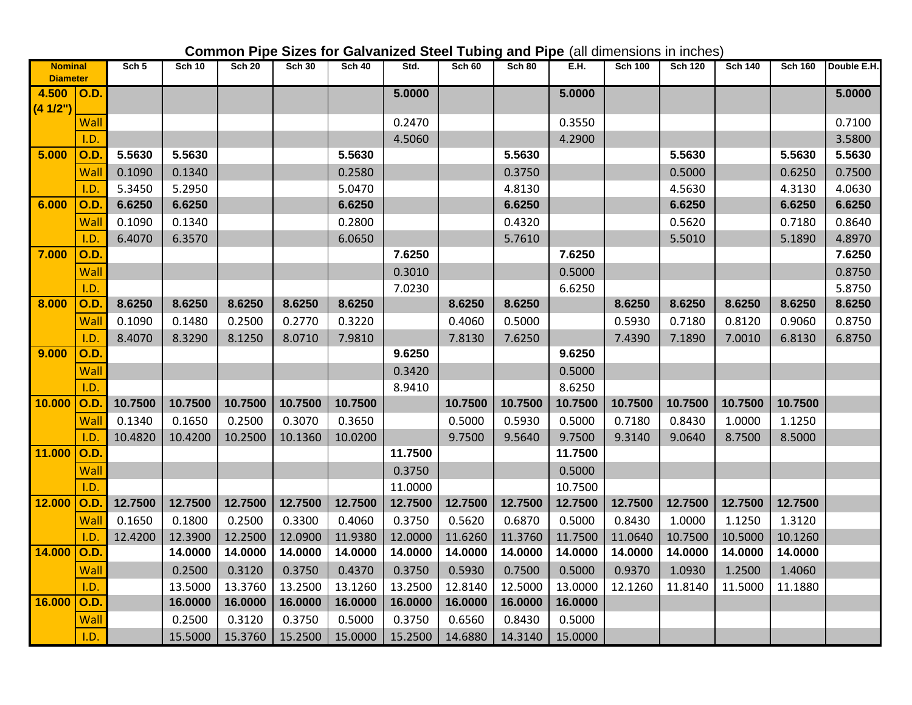**Common Pipe Sizes for Galvanized Steel Tubing and Pipe** (all dimensions in inches)

| Nominal Diameter | | Sch 5 | Sch 10 | Sch 20 | Sch 30 | Sch 40 | Std. | Sch 60 | Sch 80 | E.H. | Sch 100 | Sch 120 | Sch 140 | Sch 160 | Double E.H. |
|---|---|---|---|---|---|---|---|---|---|---|---|---|---|---|---|
| 4.500 (4 1/2") | O.D. | | | | | | 5.0000 | | | 5.0000 | | | | | 5.0000 |
| | Wall | | | | | | 0.2470 | | | 0.3550 | | | | | 0.7100 |
| | I.D. | | | | | | 4.5060 | | | 4.2900 | | | | | 3.5800 |
| 5.000 | O.D. | 5.5630 | 5.5630 | | | 5.5630 | | | 5.5630 | | | 5.5630 | | 5.5630 | 5.5630 |
| | Wall | 0.1090 | 0.1340 | | | 0.2580 | | | 0.3750 | | | 0.5000 | | 0.6250 | 0.7500 |
| | I.D. | 5.3450 | 5.2950 | | | 5.0470 | | | 4.8130 | | | 4.5630 | | 4.3130 | 4.0630 |
| 6.000 | O.D. | 6.6250 | 6.6250 | | | 6.6250 | | | 6.6250 | | | 6.6250 | | 6.6250 | 6.6250 |
| | Wall | 0.1090 | 0.1340 | | | 0.2800 | | | 0.4320 | | | 0.5620 | | 0.7180 | 0.8640 |
| | I.D. | 6.4070 | 6.3570 | | | 6.0650 | | | 5.7610 | | | 5.5010 | | 5.1890 | 4.8970 |
| 7.000 | O.D. | | | | | | 7.6250 | | | 7.6250 | | | | | 7.6250 |
| | Wall | | | | | | 0.3010 | | | 0.5000 | | | | | 0.8750 |
| | I.D. | | | | | | 7.0230 | | | 6.6250 | | | | | 5.8750 |
| 8.000 | O.D. | 8.6250 | 8.6250 | 8.6250 | 8.6250 | 8.6250 | | 8.6250 | 8.6250 | | 8.6250 | 8.6250 | 8.6250 | 8.6250 | 8.6250 |
| | Wall | 0.1090 | 0.1480 | 0.2500 | 0.2770 | 0.3220 | | 0.4060 | 0.5000 | | 0.5930 | 0.7180 | 0.8120 | 0.9060 | 0.8750 |
| | I.D. | 8.4070 | 8.3290 | 8.1250 | 8.0710 | 7.9810 | | 7.8130 | 7.6250 | | 7.4390 | 7.1890 | 7.0010 | 6.8130 | 6.8750 |
| 9.000 | O.D. | | | | | | 9.6250 | | | 9.6250 | | | | | |
| | Wall | | | | | | 0.3420 | | | 0.5000 | | | | | |
| | I.D. | | | | | | 8.9410 | | | 8.6250 | | | | | |
| 10.000 | O.D. | 10.7500 | 10.7500 | 10.7500 | 10.7500 | 10.7500 | | 10.7500 | 10.7500 | 10.7500 | 10.7500 | 10.7500 | 10.7500 | 10.7500 | |
| | Wall | 0.1340 | 0.1650 | 0.2500 | 0.3070 | 0.3650 | | 0.5000 | 0.5930 | 0.5000 | 0.7180 | 0.8430 | 1.0000 | 1.1250 | |
| | I.D. | 10.4820 | 10.4200 | 10.2500 | 10.1360 | 10.0200 | | 9.7500 | 9.5640 | 9.7500 | 9.3140 | 9.0640 | 8.7500 | 8.5000 | |
| 11.000 | O.D. | | | | | | 11.7500 | | | 11.7500 | | | | | |
| | Wall | | | | | | 0.3750 | | | 0.5000 | | | | | |
| | I.D. | | | | | | 11.0000 | | | 10.7500 | | | | | |
| 12.000 | O.D. | 12.7500 | 12.7500 | 12.7500 | 12.7500 | 12.7500 | 12.7500 | 12.7500 | 12.7500 | 12.7500 | 12.7500 | 12.7500 | 12.7500 | 12.7500 | |
| | Wall | 0.1650 | 0.1800 | 0.2500 | 0.3300 | 0.4060 | 0.3750 | 0.5620 | 0.6870 | 0.5000 | 0.8430 | 1.0000 | 1.1250 | 1.3120 | |
| | I.D. | 12.4200 | 12.3900 | 12.2500 | 12.0900 | 11.9380 | 12.0000 | 11.6260 | 11.3760 | 11.7500 | 11.0640 | 10.7500 | 10.5000 | 10.1260 | |
| 14.000 | O.D. | | 14.0000 | 14.0000 | 14.0000 | 14.0000 | 14.0000 | 14.0000 | 14.0000 | 14.0000 | 14.0000 | 14.0000 | 14.0000 | 14.0000 | |
| | Wall | | 0.2500 | 0.3120 | 0.3750 | 0.4370 | 0.3750 | 0.5930 | 0.7500 | 0.5000 | 0.9370 | 1.0930 | 1.2500 | 1.4060 | |
| | I.D. | | 13.5000 | 13.3760 | 13.2500 | 13.1260 | 13.2500 | 12.8140 | 12.5000 | 13.0000 | 12.1260 | 11.8140 | 11.5000 | 11.1880 | |
| 16.000 | O.D. | | 16.0000 | 16.0000 | 16.0000 | 16.0000 | 16.0000 | 16.0000 | 16.0000 | 16.0000 | | | | | |
| | Wall | | 0.2500 | 0.3120 | 0.3750 | 0.5000 | 0.3750 | 0.6560 | 0.8430 | 0.5000 | | | | | |
| | I.D. | | 15.5000 | 15.3760 | 15.2500 | 15.0000 | 15.2500 | 14.6880 | 14.3140 | 15.0000 | | | | | |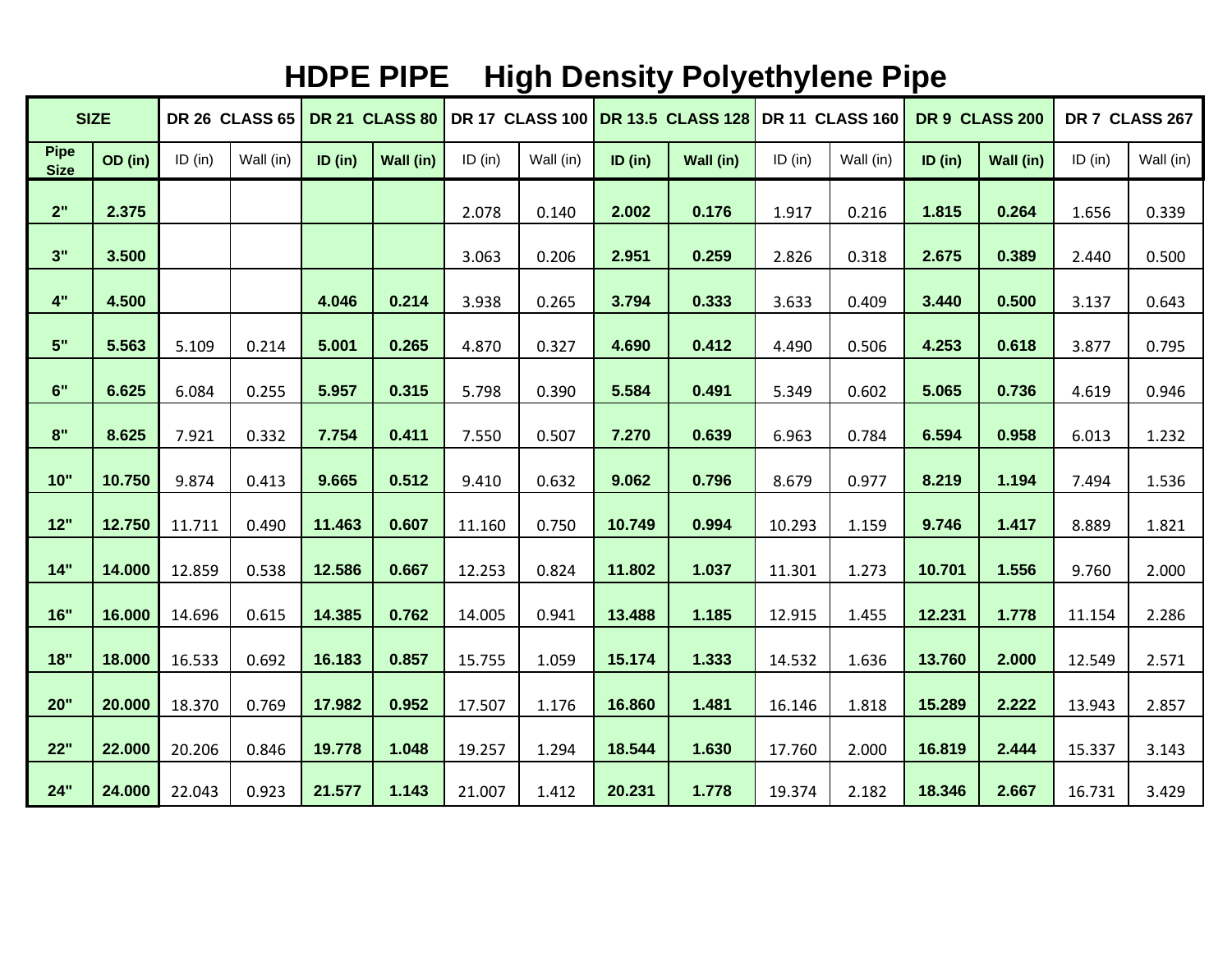# HDPE PIPE High Density Polyethylene Pipe

| SIZE | | DR 26 CLASS 65 | | DR 21 CLASS 80 | | DR 17 CLASS 100 | | DR 13.5 CLASS 128 | | DR 11 CLASS 160 | | DR 9 CLASS 200 | | DR 7 CLASS 267 | |
|---|---|---|---|---|---|---|---|---|---|---|---|---|---|---|---|
| Pipe Size | OD (in) | ID (in) | Wall (in) | ID (in) | Wall (in) | ID (in) | Wall (in) | ID (in) | Wall (in) | ID (in) | Wall (in) | ID (in) | Wall (in) | ID (in) | Wall (in) |
| 2" | 2.375 | | | | | 2.078 | 0.140 | 2.002 | 0.176 | 1.917 | 0.216 | 1.815 | 0.264 | 1.656 | 0.339 |
| 3" | 3.500 | | | | | 3.063 | 0.206 | 2.951 | 0.259 | 2.826 | 0.318 | 2.675 | 0.389 | 2.440 | 0.500 |
| 4" | 4.500 | | | 4.046 | 0.214 | 3.938 | 0.265 | 3.794 | 0.333 | 3.633 | 0.409 | 3.440 | 0.500 | 3.137 | 0.643 |
| 5" | 5.563 | 5.109 | 0.214 | 5.001 | 0.265 | 4.870 | 0.327 | 4.690 | 0.412 | 4.490 | 0.506 | 4.253 | 0.618 | 3.877 | 0.795 |
| 6" | 6.625 | 6.084 | 0.255 | 5.957 | 0.315 | 5.798 | 0.390 | 5.584 | 0.491 | 5.349 | 0.602 | 5.065 | 0.736 | 4.619 | 0.946 |
| 8" | 8.625 | 7.921 | 0.332 | 7.754 | 0.411 | 7.550 | 0.507 | 7.270 | 0.639 | 6.963 | 0.784 | 6.594 | 0.958 | 6.013 | 1.232 |
| 10" | 10.750 | 9.874 | 0.413 | 9.665 | 0.512 | 9.410 | 0.632 | 9.062 | 0.796 | 8.679 | 0.977 | 8.219 | 1.194 | 7.494 | 1.536 |
| 12" | 12.750 | 11.711 | 0.490 | 11.463 | 0.607 | 11.160 | 0.750 | 10.749 | 0.994 | 10.293 | 1.159 | 9.746 | 1.417 | 8.889 | 1.821 |
| 14" | 14.000 | 12.859 | 0.538 | 12.586 | 0.667 | 12.253 | 0.824 | 11.802 | 1.037 | 11.301 | 1.273 | 10.701 | 1.556 | 9.760 | 2.000 |
| 16" | 16.000 | 14.696 | 0.615 | 14.385 | 0.762 | 14.005 | 0.941 | 13.488 | 1.185 | 12.915 | 1.455 | 12.231 | 1.778 | 11.154 | 2.286 |
| 18" | 18.000 | 16.533 | 0.692 | 16.183 | 0.857 | 15.755 | 1.059 | 15.174 | 1.333 | 14.532 | 1.636 | 13.760 | 2.000 | 12.549 | 2.571 |
| 20" | 20.000 | 18.370 | 0.769 | 17.982 | 0.952 | 17.507 | 1.176 | 16.860 | 1.481 | 16.146 | 1.818 | 15.289 | 2.222 | 13.943 | 2.857 |
| 22" | 22.000 | 20.206 | 0.846 | 19.778 | 1.048 | 19.257 | 1.294 | 18.544 | 1.630 | 17.760 | 2.000 | 16.819 | 2.444 | 15.337 | 3.143 |
| 24" | 24.000 | 22.043 | 0.923 | 21.577 | 1.143 | 21.007 | 1.412 | 20.231 | 1.778 | 19.374 | 2.182 | 18.346 | 2.667 | 16.731 | 3.429 |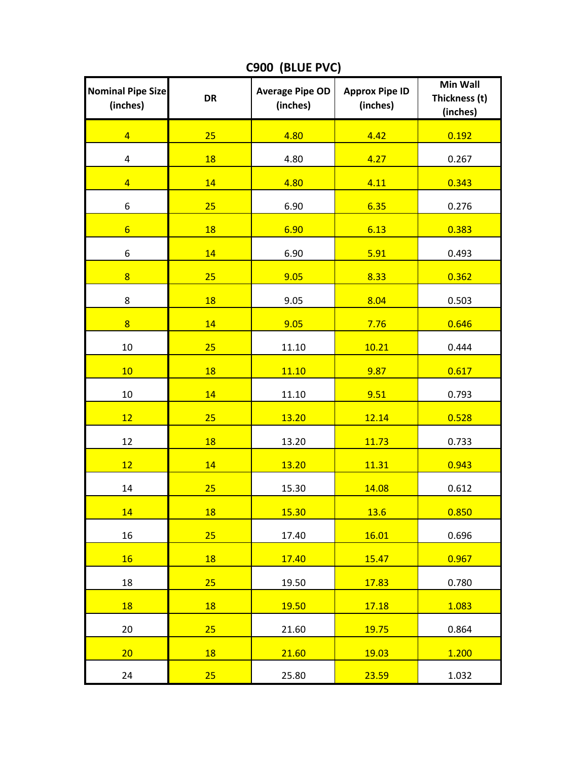## C900 (BLUE PVC)

| Nominal Pipe Size (inches) | DR | Average Pipe OD (inches) | Approx Pipe ID (inches) | Min Wall Thickness (t) (inches) |
|---|---|---|---|---|
| 4 | 25 | 4.80 | 4.42 | 0.192 |
| 4 | 18 | 4.80 | 4.27 | 0.267 |
| 4 | 14 | 4.80 | 4.11 | 0.343 |
| 6 | 25 | 6.90 | 6.35 | 0.276 |
| 6 | 18 | 6.90 | 6.13 | 0.383 |
| 6 | 14 | 6.90 | 5.91 | 0.493 |
| 8 | 25 | 9.05 | 8.33 | 0.362 |
| 8 | 18 | 9.05 | 8.04 | 0.503 |
| 8 | 14 | 9.05 | 7.76 | 0.646 |
| 10 | 25 | 11.10 | 10.21 | 0.444 |
| 10 | 18 | 11.10 | 9.87 | 0.617 |
| 10 | 14 | 11.10 | 9.51 | 0.793 |
| 12 | 25 | 13.20 | 12.14 | 0.528 |
| 12 | 18 | 13.20 | 11.73 | 0.733 |
| 12 | 14 | 13.20 | 11.31 | 0.943 |
| 14 | 25 | 15.30 | 14.08 | 0.612 |
| 14 | 18 | 15.30 | 13.6 | 0.850 |
| 16 | 25 | 17.40 | 16.01 | 0.696 |
| 16 | 18 | 17.40 | 15.47 | 0.967 |
| 18 | 25 | 19.50 | 17.83 | 0.780 |
| 18 | 18 | 19.50 | 17.18 | 1.083 |
| 20 | 25 | 21.60 | 19.75 | 0.864 |
| 20 | 18 | 21.60 | 19.03 | 1.200 |
| 24 | 25 | 25.80 | 23.59 | 1.032 |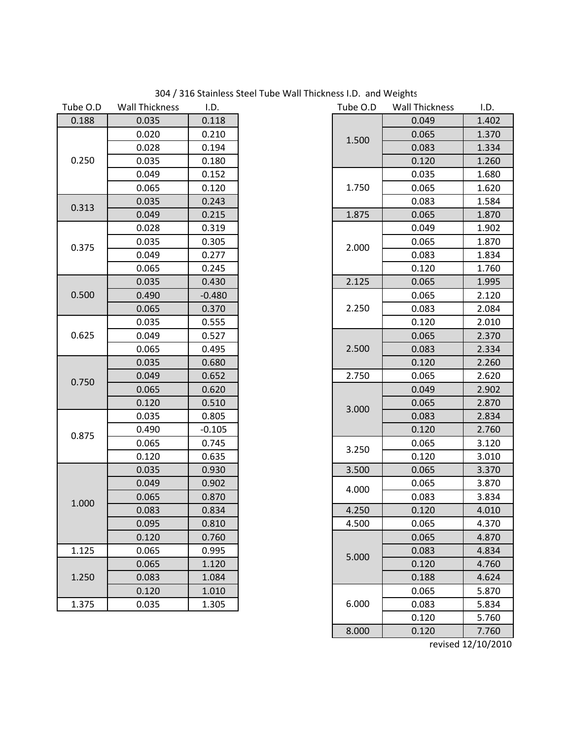304 / 316 Stainless Steel Tube Wall Thickness I.D. and Weights

| Tube O.D | Wall Thickness | I.D. |
| --- | --- | --- |
| 0.188 | 0.035 | 0.118 |
| 0.250 | 0.020 | 0.210 |
| | 0.028 | 0.194 |
| | 0.035 | 0.180 |
| | 0.049 | 0.152 |
| | 0.065 | 0.120 |
| 0.313 | 0.035 | 0.243 |
| | 0.049 | 0.215 |
| 0.375 | 0.028 | 0.319 |
| | 0.035 | 0.305 |
| | 0.049 | 0.277 |
| | 0.065 | 0.245 |
| 0.500 | 0.035 | 0.430 |
| | 0.490 | -0.480 |
| | 0.065 | 0.370 |
| 0.625 | 0.035 | 0.555 |
| | 0.049 | 0.527 |
| | 0.065 | 0.495 |
| 0.750 | 0.035 | 0.680 |
| | 0.049 | 0.652 |
| | 0.065 | 0.620 |
| | 0.120 | 0.510 |
| 0.875 | 0.035 | 0.805 |
| | 0.490 | -0.105 |
| | 0.065 | 0.745 |
| | 0.120 | 0.635 |
| 1.000 | 0.035 | 0.930 |
| | 0.049 | 0.902 |
| | 0.065 | 0.870 |
| | 0.083 | 0.834 |
| | 0.095 | 0.810 |
| | 0.120 | 0.760 |
| 1.125 | 0.065 | 0.995 |
| 1.250 | 0.065 | 1.120 |
| | 0.083 | 1.084 |
| | 0.120 | 1.010 |
| 1.375 | 0.035 | 1.305 |

| Tube O.D | Wall Thickness | I.D. |
| --- | --- | --- |
| 1.500 | 0.049 | 1.402 |
| | 0.065 | 1.370 |
| | 0.083 | 1.334 |
| | 0.120 | 1.260 |
| 1.750 | 0.035 | 1.680 |
| | 0.065 | 1.620 |
| | 0.083 | 1.584 |
| 1.875 | 0.065 | 1.870 |
| 2.000 | 0.049 | 1.902 |
| | 0.065 | 1.870 |
| | 0.083 | 1.834 |
| | 0.120 | 1.760 |
| 2.125 | 0.065 | 1.995 |
| 2.250 | 0.065 | 2.120 |
| | 0.083 | 2.084 |
| | 0.120 | 2.010 |
| 2.500 | 0.065 | 2.370 |
| | 0.083 | 2.334 |
| | 0.120 | 2.260 |
| 2.750 | 0.065 | 2.620 |
| 3.000 | 0.049 | 2.902 |
| | 0.065 | 2.870 |
| | 0.083 | 2.834 |
| | 0.120 | 2.760 |
| 3.250 | 0.065 | 3.120 |
| | 0.120 | 3.010 |
| 3.500 | 0.065 | 3.370 |
| 4.000 | 0.065 | 3.870 |
| | 0.083 | 3.834 |
| 4.250 | 0.120 | 4.010 |
| 4.500 | 0.065 | 4.370 |
| 5.000 | 0.065 | 4.870 |
| | 0.083 | 4.834 |
| | 0.120 | 4.760 |
| | 0.188 | 4.624 |
| 6.000 | 0.065 | 5.870 |
| | 0.083 | 5.834 |
| | 0.120 | 5.760 |
| 8.000 | 0.120 | 7.760 |

revised 12/10/2010